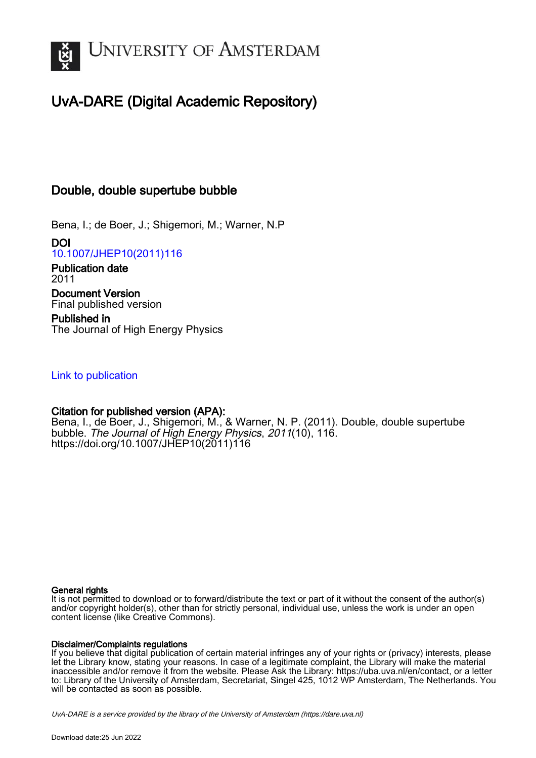# UNIVERSITY OF AMSTERDAM

## UvA-DARE (Digital Academic Repository)

### Double, double supertube bubble

Bena, I.; de Boer, J.; Shigemori, M.; Warner, N.P

**DOI**
10.1007/JHEP10(2011)116

**Publication date**
2011

**Document Version**
Final published version

**Published in**
The Journal of High Energy Physics

Link to publication

**Citation for published version (APA):**
Bena, I., de Boer, J., Shigemori, M., & Warner, N. P. (2011). Double, double supertube bubble. *The Journal of High Energy Physics*, *2011*(10), 116. https://doi.org/10.1007/JHEP10(2011)116

**General rights**
It is not permitted to download or to forward/distribute the text or part of it without the consent of the author(s) and/or copyright holder(s), other than for strictly personal, individual use, unless the work is under an open content license (like Creative Commons).

**Disclaimer/Complaints regulations**
If you believe that digital publication of certain material infringes any of your rights or (privacy) interests, please let the Library know, stating your reasons. In case of a legitimate complaint, the Library will make the material inaccessible and/or remove it from the website. Please Ask the Library: https://uba.uva.nl/en/contact, or a letter to: Library of the University of Amsterdam, Secretariat, Singel 425, 1012 WP Amsterdam, The Netherlands. You will be contacted as soon as possible.

*UvA-DARE is a service provided by the library of the University of Amsterdam (https://dare.uva.nl)*

Download date:25 Jun 2022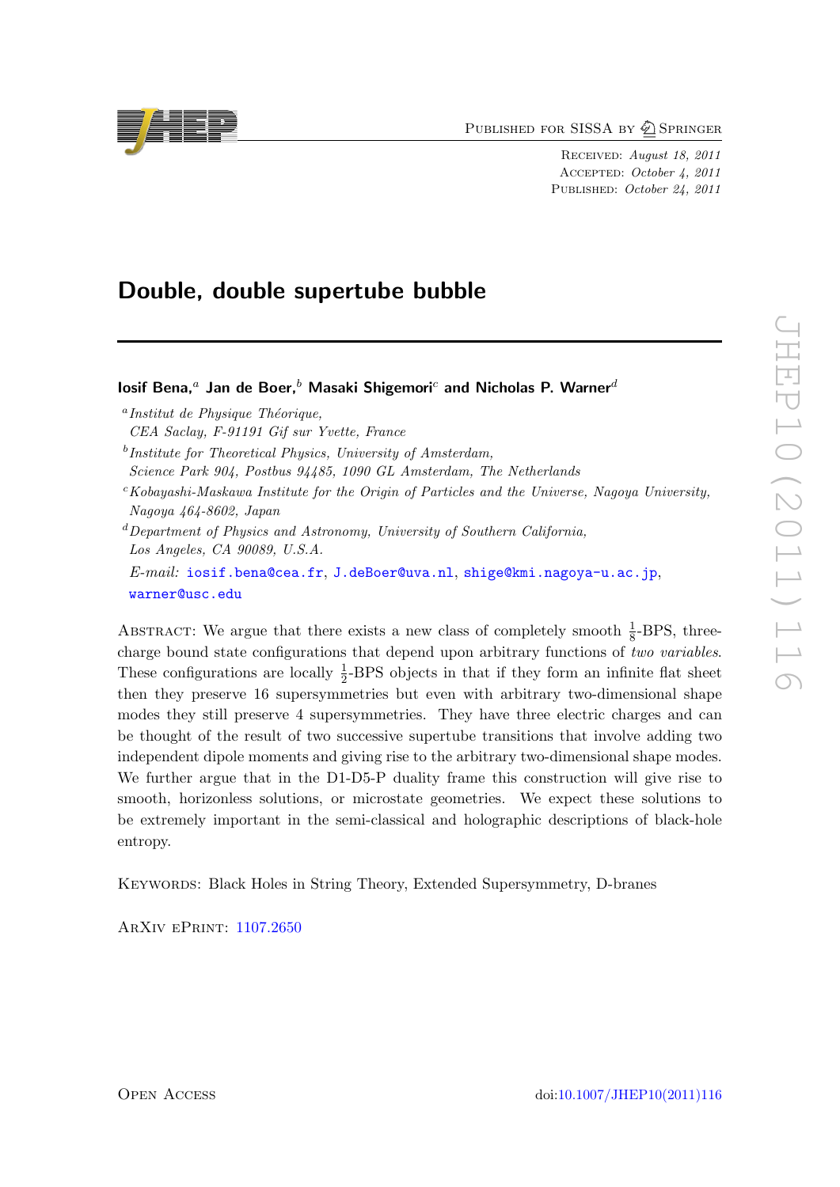# Double, double supertube bubble

**Iosif Bena,**[a] **Jan de Boer,**[b] **Masaki Shigemori**[c] **and Nicholas P. Warner**[d]

[a] *Institut de Physique Théorique, CEA Saclay, F-91191 Gif sur Yvette, France*

[b] *Institute for Theoretical Physics, University of Amsterdam, Science Park 904, Postbus 94485, 1090 GL Amsterdam, The Netherlands*

[c] *Kobayashi-Maskawa Institute for the Origin of Particles and the Universe, Nagoya University, Nagoya 464-8602, Japan*

[d] *Department of Physics and Astronomy, University of Southern California, Los Angeles, CA 90089, U.S.A.*

*E-mail:* iosif.bena@cea.fr, J.deBoer@uva.nl, shige@kmi.nagoya-u.ac.jp, warner@usc.edu

Abstract: We argue that there exists a new class of completely smooth $\frac{1}{8}$-BPS, three-charge bound state configurations that depend upon arbitrary functions of *two variables*. These configurations are locally $\frac{1}{2}$-BPS objects in that if they form an infinite flat sheet then they preserve 16 supersymmetries but even with arbitrary two-dimensional shape modes they still preserve 4 supersymmetries. They have three electric charges and can be thought of as the result of two successive supertube transitions that involve adding two independent dipole moments and giving rise to the arbitrary two-dimensional shape modes. We further argue that in the D1-D5-P duality frame this construction will give rise to smooth, horizonless solutions, or microstate geometries. We expect these solutions to be extremely important in the semi-classical and holographic descriptions of black-hole entropy.

Keywords: Black Holes in String Theory, Extended Supersymmetry, D-branes

ArXiv ePrint: 1107.2650

Open Access

doi:10.1007/JHEP10(2011)116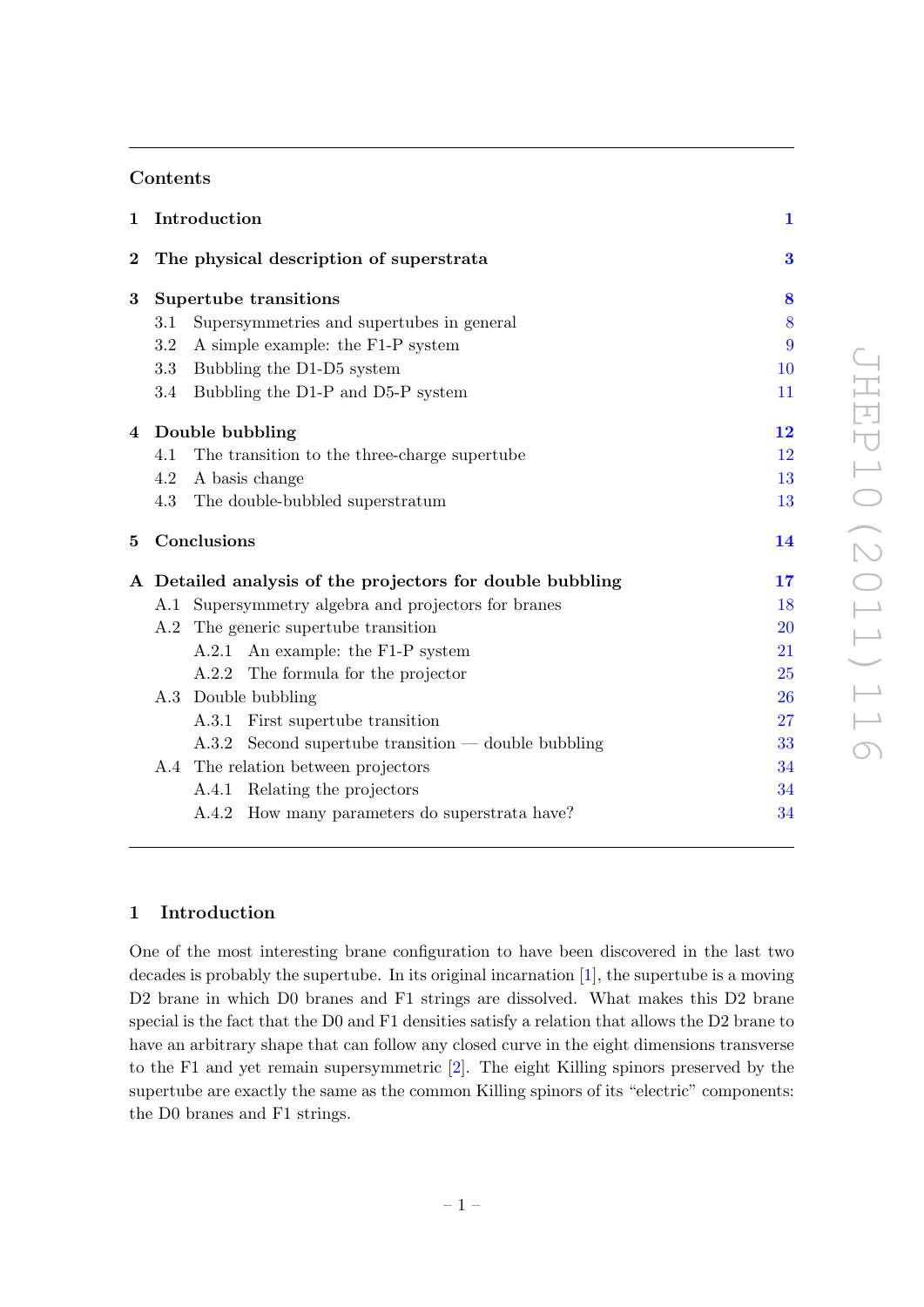## Contents

| | | |
|---|---|---|
| **1** | **Introduction** | **1** |
| **2** | **The physical description of superstrata** | **3** |
| **3** | **Supertube transitions** | **8** |
| | 3.1 Supersymmetries and supertubes in general | 8 |
| | 3.2 A simple example: the F1-P system | 9 |
| | 3.3 Bubbling the D1-D5 system | 10 |
| | 3.4 Bubbling the D1-P and D5-P system | 11 |
| **4** | **Double bubbling** | **12** |
| | 4.1 The transition to the three-charge supertube | 12 |
| | 4.2 A basis change | 13 |
| | 4.3 The double-bubbled superstratum | 13 |
| **5** | **Conclusions** | **14** |
| **A** | **Detailed analysis of the projectors for double bubbling** | **17** |
| | A.1 Supersymmetry algebra and projectors for branes | 18 |
| | A.2 The generic supertube transition | 20 |
| | A.2.1 An example: the F1-P system | 21 |
| | A.2.2 The formula for the projector | 25 |
| | A.3 Double bubbling | 26 |
| | A.3.1 First supertube transition | 27 |
| | A.3.2 Second supertube transition — double bubbling | 33 |
| | A.4 The relation between projectors | 34 |
| | A.4.1 Relating the projectors | 34 |
| | A.4.2 How many parameters do superstrata have? | 34 |

## 1 Introduction

One of the most interesting brane configuration to have been discovered in the last two decades is probably the supertube. In its original incarnation [1], the supertube is a moving D2 brane in which D0 branes and F1 strings are dissolved. What makes this D2 brane special is the fact that the D0 and F1 densities satisfy a relation that allows the D2 brane to have an arbitrary shape that can follow any closed curve in the eight dimensions transverse to the F1 and yet remain supersymmetric [2]. The eight Killing spinors preserved by the supertube are exactly the same as the common Killing spinors of its "electric" components: the D0 branes and F1 strings.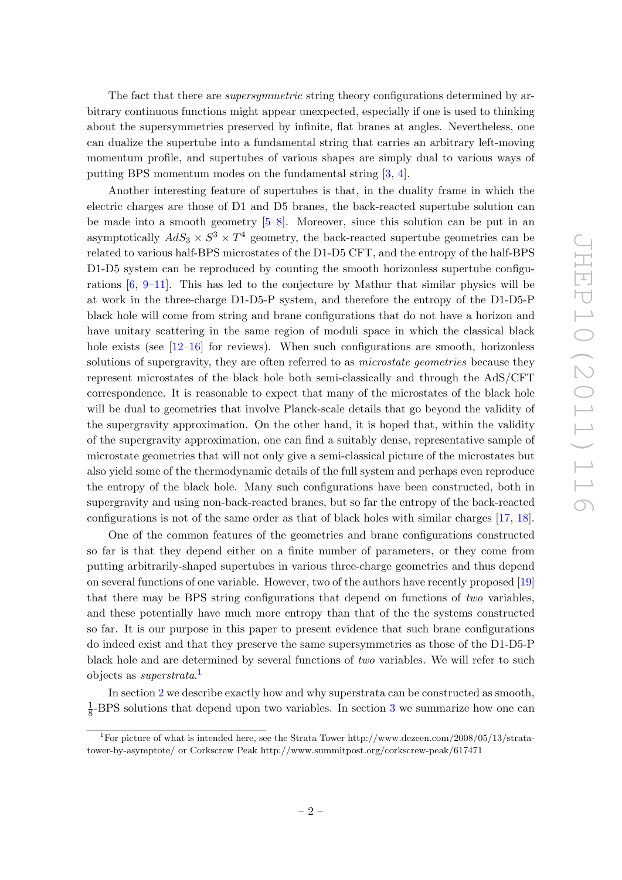The fact that there are *supersymmetric* string theory configurations determined by arbitrary continuous functions might appear unexpected, especially if one is used to thinking about the supersymmetries preserved by infinite, flat branes at angles. Nevertheless, one can dualize the supertube into a fundamental string that carries an arbitrary left-moving momentum profile, and supertubes of various shapes are simply dual to various ways of putting BPS momentum modes on the fundamental string [3, 4].

Another interesting feature of supertubes is that, in the duality frame in which the electric charges are those of D1 and D5 branes, the back-reacted supertube solution can be made into a smooth geometry [5–8]. Moreover, since this solution can be put in an asymptotically $AdS_3 \times S^3 \times T^4$ geometry, the back-reacted supertube geometries can be related to various half-BPS microstates of the D1-D5 CFT, and the entropy of the half-BPS D1-D5 system can be reproduced by counting the smooth horizonless supertube configurations [6, 9–11]. This has led to the conjecture by Mathur that similar physics will be at work in the three-charge D1-D5-P system, and therefore the entropy of the D1-D5-P black hole will come from string and brane configurations that do not have a horizon and have unitary scattering in the same region of moduli space in which the classical black hole exists (see [12–16] for reviews). When such configurations are smooth, horizonless solutions of supergravity, they are often referred to as *microstate geometries* because they represent microstates of the black hole both semi-classically and through the AdS/CFT correspondence. It is reasonable to expect that many of the microstates of the black hole will be dual to geometries that involve Planck-scale details that go beyond the validity of the supergravity approximation. On the other hand, it is hoped that, within the validity of the supergravity approximation, one can find a suitably dense, representative sample of microstate geometries that will not only give a semi-classical picture of the microstates but also yield some of the thermodynamic details of the full system and perhaps even reproduce the entropy of the black hole. Many such configurations have been constructed, both in supergravity and using non-back-reacted branes, but so far the entropy of the back-reacted configurations is not of the same order as that of black holes with similar charges [17, 18].

One of the common features of the geometries and brane configurations constructed so far is that they depend either on a finite number of parameters, or they come from putting arbitrarily-shaped supertubes in various three-charge geometries and thus depend on several functions of one variable. However, two of the authors have recently proposed [19] that there may be BPS string configurations that depend on functions of *two* variables, and these potentially have much more entropy than that of the the systems constructed so far. It is our purpose in this paper to present evidence that such brane configurations do indeed exist and that they preserve the same supersymmetries as those of the D1-D5-P black hole and are determined by several functions of *two* variables. We will refer to such objects as *superstrata*.[1]

In section 2 we describe exactly how and why superstrata can be constructed as smooth, $\frac{1}{8}$-BPS solutions that depend upon two variables. In section 3 we summarize how one can

[1] For picture of what is intended here, see the Strata Tower http://www.dezeen.com/2008/05/13/strata-tower-by-asymptote/ or Corkscrew Peak http://www.summitpost.org/corkscrew-peak/617471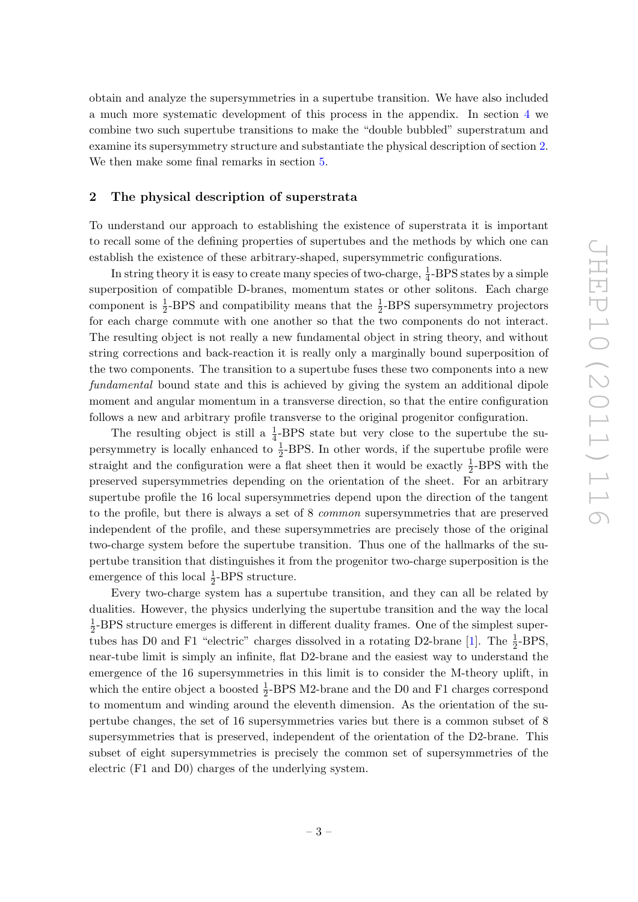obtain and analyze the supersymmetries in a supertube transition. We have also included a much more systematic development of this process in the appendix. In section 4 we combine two such supertube transitions to make the "double bubbled" superstratum and examine its supersymmetry structure and substantiate the physical description of section 2. We then make some final remarks in section 5.

## 2 The physical description of superstrata

To understand our approach to establishing the existence of superstrata it is important to recall some of the defining properties of supertubes and the methods by which one can establish the existence of these arbitrary-shaped, supersymmetric configurations.

In string theory it is easy to create many species of two-charge, $\frac{1}{4}$-BPS states by a simple superposition of compatible D-branes, momentum states or other solitons. Each charge component is $\frac{1}{2}$-BPS and compatibility means that the $\frac{1}{2}$-BPS supersymmetry projectors for each charge commute with one another so that the two components do not interact. The resulting object is not really a new fundamental object in string theory, and without string corrections and back-reaction it is really only a marginally bound superposition of the two components. The transition to a supertube fuses these two components into a new *fundamental* bound state and this is achieved by giving the system an additional dipole moment and angular momentum in a transverse direction, so that the entire configuration follows a new and arbitrary profile transverse to the original progenitor configuration.

The resulting object is still a $\frac{1}{4}$-BPS state but very close to the supertube the supersymmetry is locally enhanced to $\frac{1}{2}$-BPS. In other words, if the supertube profile were straight and the configuration were a flat sheet then it would be exactly $\frac{1}{2}$-BPS with the preserved supersymmetries depending on the orientation of the sheet. For an arbitrary supertube profile the 16 local supersymmetries depend upon the direction of the tangent to the profile, but there is always a set of 8 *common* supersymmetries that are preserved independent of the profile, and these supersymmetries are precisely those of the original two-charge system before the supertube transition. Thus one of the hallmarks of the supertube transition that distinguishes it from the progenitor two-charge superposition is the emergence of this local $\frac{1}{2}$-BPS structure.

Every two-charge system has a supertube transition, and they can all be related by dualities. However, the physics underlying the supertube transition and the way the local $\frac{1}{2}$-BPS structure emerges is different in different duality frames. One of the simplest supertubes has D0 and F1 "electric" charges dissolved in a rotating D2-brane [1]. The $\frac{1}{2}$-BPS, near-tube limit is simply an infinite, flat D2-brane and the easiest way to understand the emergence of the 16 supersymmetries in this limit is to consider the M-theory uplift, in which the entire object a boosted $\frac{1}{2}$-BPS M2-brane and the D0 and F1 charges correspond to momentum and winding around the eleventh dimension. As the orientation of the supertube changes, the set of 16 supersymmetries varies but there is a common subset of 8 supersymmetries that is preserved, independent of the orientation of the D2-brane. This subset of eight supersymmetries is precisely the common set of supersymmetries of the electric (F1 and D0) charges of the underlying system.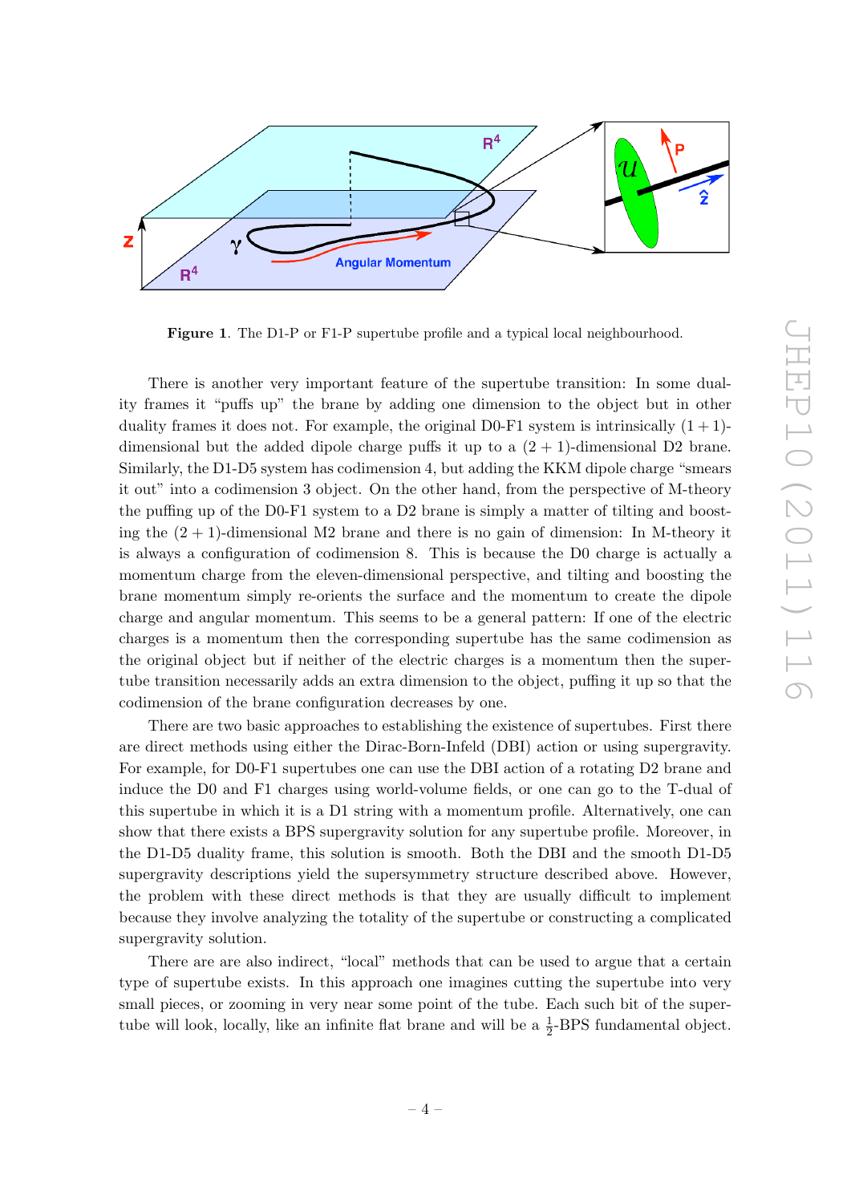**Figure 1**. The D1-P or F1-P supertube profile and a typical local neighbourhood.

There is another very important feature of the supertube transition: In some duality frames it "puffs up" the brane by adding one dimension to the object but in other duality frames it does not. For example, the original D0-F1 system is intrinsically $(1+1)$-dimensional but the added dipole charge puffs it up to a $(2+1)$-dimensional D2 brane. Similarly, the D1-D5 system has codimension 4, but adding the KKM dipole charge "smears it out" into a codimension 3 object. On the other hand, from the perspective of M-theory the puffing up of the D0-F1 system to a D2 brane is simply a matter of tilting and boosting the $(2+1)$-dimensional M2 brane and there is no gain of dimension: In M-theory it is always a configuration of codimension 8. This is because the D0 charge is actually a momentum charge from the eleven-dimensional perspective, and tilting and boosting the brane momentum simply re-orients the surface and the momentum to create the dipole charge and angular momentum. This seems to be a general pattern: If one of the electric charges is a momentum then the corresponding supertube has the same codimension as the original object but if neither of the electric charges is a momentum then the supertube transition necessarily adds an extra dimension to the object, puffing it up so that the codimension of the brane configuration decreases by one.

There are two basic approaches to establishing the existence of supertubes. First there are direct methods using either the Dirac-Born-Infeld (DBI) action or using supergravity. For example, for D0-F1 supertubes one can use the DBI action of a rotating D2 brane and induce the D0 and F1 charges using world-volume fields, or one can go to the T-dual of this supertube in which it is a D1 string with a momentum profile. Alternatively, one can show that there exists a BPS supergravity solution for any supertube profile. Moreover, in the D1-D5 duality frame, this solution is smooth. Both the DBI and the smooth D1-D5 supergravity descriptions yield the supersymmetry structure described above. However, the problem with these direct methods is that they are usually difficult to implement because they involve analyzing the totality of the supertube or constructing a complicated supergravity solution.

There are are also indirect, "local" methods that can be used to argue that a certain type of supertube exists. In this approach one imagines cutting the supertube into very small pieces, or zooming in very near some point of the tube. Each such bit of the supertube will look, locally, like an infinite flat brane and will be a $\frac{1}{2}$-BPS fundamental object.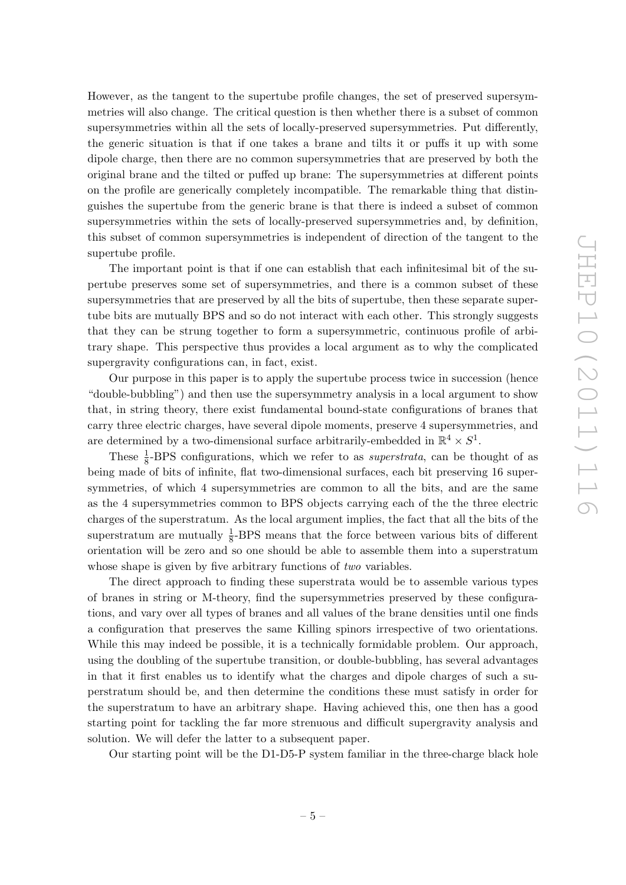However, as the tangent to the supertube profile changes, the set of preserved supersymmetries will also change. The critical question is then whether there is a subset of common supersymmetries within all the sets of locally-preserved supersymmetries. Put differently, the generic situation is that if one takes a brane and tilts it or puffs it up with some dipole charge, then there are no common supersymmetries that are preserved by both the original brane and the tilted or puffed up brane: The supersymmetries at different points on the profile are generically completely incompatible. The remarkable thing that distinguishes the supertube from the generic brane is that there is indeed a subset of common supersymmetries within the sets of locally-preserved supersymmetries and, by definition, this subset of common supersymmetries is independent of direction of the tangent to the supertube profile.

The important point is that if one can establish that each infinitesimal bit of the supertube preserves some set of supersymmetries, and there is a common subset of these supersymmetries that are preserved by all the bits of supertube, then these separate supertube bits are mutually BPS and so do not interact with each other. This strongly suggests that they can be strung together to form a supersymmetric, continuous profile of arbitrary shape. This perspective thus provides a local argument as to why the complicated supergravity configurations can, in fact, exist.

Our purpose in this paper is to apply the supertube process twice in succession (hence "double-bubbling") and then use the supersymmetry analysis in a local argument to show that, in string theory, there exist fundamental bound-state configurations of branes that carry three electric charges, have several dipole moments, preserve 4 supersymmetries, and are determined by a two-dimensional surface arbitrarily-embedded in $\mathbb{R}^4 \times S^1$.

These $\frac{1}{8}$-BPS configurations, which we refer to as *superstrata*, can be thought of as being made of bits of infinite, flat two-dimensional surfaces, each bit preserving 16 supersymmetries, of which 4 supersymmetries are common to all the bits, and are the same as the 4 supersymmetries common to BPS objects carrying each of the the three electric charges of the superstratum. As the local argument implies, the fact that all the bits of the superstratum are mutually $\frac{1}{8}$-BPS means that the force between various bits of different orientation will be zero and so one should be able to assemble them into a superstratum whose shape is given by five arbitrary functions of *two* variables.

The direct approach to finding these superstrata would be to assemble various types of branes in string or M-theory, find the supersymmetries preserved by these configurations, and vary over all types of branes and all values of the brane densities until one finds a configuration that preserves the same Killing spinors irrespective of two orientations. While this may indeed be possible, it is a technically formidable problem. Our approach, using the doubling of the supertube transition, or double-bubbling, has several advantages in that it first enables us to identify what the charges and dipole charges of such a superstratum should be, and then determine the conditions these must satisfy in order for the superstratum to have an arbitrary shape. Having achieved this, one then has a good starting point for tackling the far more strenuous and difficult supergravity analysis and solution. We will defer the latter to a subsequent paper.

Our starting point will be the D1-D5-P system familiar in the three-charge black hole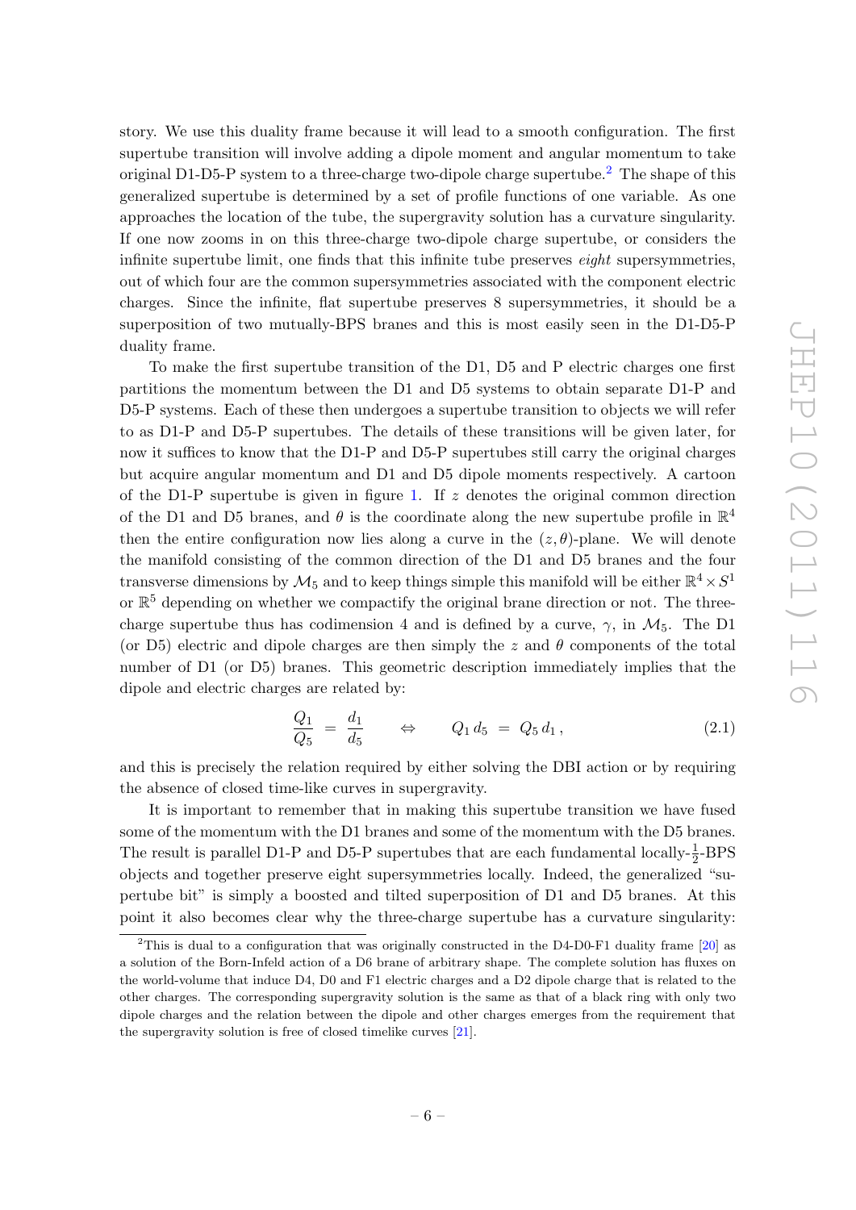story. We use this duality frame because it will lead to a smooth configuration. The first supertube transition will involve adding a dipole moment and angular momentum to take original D1-D5-P system to a three-charge two-dipole charge supertube.[2] The shape of this generalized supertube is determined by a set of profile functions of one variable. As one approaches the location of the tube, the supergravity solution has a curvature singularity. If one now zooms in on this three-charge two-dipole charge supertube, or considers the infinite supertube limit, one finds that this infinite tube preserves *eight* supersymmetries, out of which four are the common supersymmetries associated with the component electric charges. Since the infinite, flat supertube preserves 8 supersymmetries, it should be a superposition of two mutually-BPS branes and this is most easily seen in the D1-D5-P duality frame.

To make the first supertube transition of the D1, D5 and P electric charges one first partitions the momentum between the D1 and D5 systems to obtain separate D1-P and D5-P systems. Each of these then undergoes a supertube transition to objects we will refer to as D1-P and D5-P supertubes. The details of these transitions will be given later, for now it suffices to know that the D1-P and D5-P supertubes still carry the original charges but acquire angular momentum and D1 and D5 dipole moments respectively. A cartoon of the D1-P supertube is given in figure 1. If $z$ denotes the original common direction of the D1 and D5 branes, and $\theta$ is the coordinate along the new supertube profile in $\mathbb{R}^4$ then the entire configuration now lies along a curve in the $(z, \theta)$-plane. We will denote the manifold consisting of the common direction of the D1 and D5 branes and the four transverse dimensions by $\mathcal{M}_5$ and to keep things simple this manifold will be either $\mathbb{R}^4 \times S^1$ or $\mathbb{R}^5$ depending on whether we compactify the original brane direction or not. The three-charge supertube thus has codimension 4 and is defined by a curve, $\gamma$, in $\mathcal{M}_5$. The D1 (or D5) electric and dipole charges are then simply the $z$ and $\theta$ components of the total number of D1 (or D5) branes. This geometric description immediately implies that the dipole and electric charges are related by:

$$\frac{Q_1}{Q_5} \;=\; \frac{d_1}{d_5} \qquad \Leftrightarrow \qquad Q_1\, d_5 \;=\; Q_5\, d_1\,, \tag{2.1}$$

and this is precisely the relation required by either solving the DBI action or by requiring the absence of closed time-like curves in supergravity.

It is important to remember that in making this supertube transition we have fused some of the momentum with the D1 branes and some of the momentum with the D5 branes. The result is parallel D1-P and D5-P supertubes that are each fundamental locally-$\frac{1}{2}$-BPS objects and together preserve eight supersymmetries locally. Indeed, the generalized "supertube bit" is simply a boosted and tilted superposition of D1 and D5 branes. At this point it also becomes clear why the three-charge supertube has a curvature singularity:

[2] This is dual to a configuration that was originally constructed in the D4-D0-F1 duality frame [20] as a solution of the Born-Infeld action of a D6 brane of arbitrary shape. The complete solution has fluxes on the world-volume that induce D4, D0 and F1 electric charges and a D2 dipole charge that is related to the other charges. The corresponding supergravity solution is the same as that of a black ring with only two dipole charges and the relation between the dipole and other charges emerges from the requirement that the supergravity solution is free of closed timelike curves [21].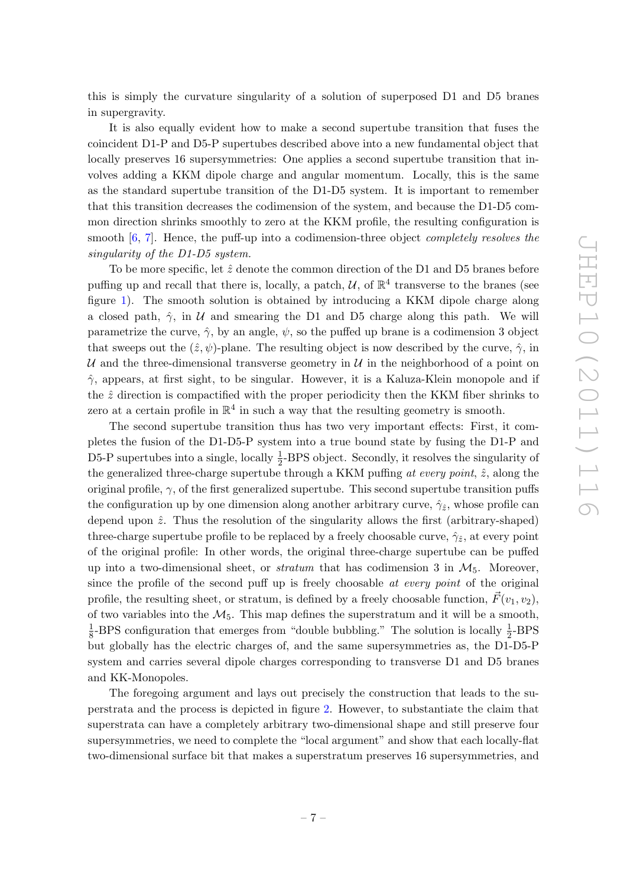this is simply the curvature singularity of a solution of superposed D1 and D5 branes in supergravity.

It is also equally evident how to make a second supertube transition that fuses the coincident D1-P and D5-P supertubes described above into a new fundamental object that locally preserves 16 supersymmetries: One applies a second supertube transition that involves adding a KKM dipole charge and angular momentum. Locally, this is the same as the standard supertube transition of the D1-D5 system. It is important to remember that this transition decreases the codimension of the system, and because the D1-D5 common direction shrinks smoothly to zero at the KKM profile, the resulting configuration is smooth [6, 7]. Hence, the puff-up into a codimension-three object *completely resolves the singularity of the D1-D5 system.*

To be more specific, let $\hat{z}$ denote the common direction of the D1 and D5 branes before puffing up and recall that there is, locally, a patch, $\mathcal{U}$, of $\mathbb{R}^4$ transverse to the branes (see figure 1). The smooth solution is obtained by introducing a KKM dipole charge along a closed path, $\hat{\gamma}$, in $\mathcal{U}$ and smearing the D1 and D5 charge along this path. We will parametrize the curve, $\hat{\gamma}$, by an angle, $\psi$, so the puffed up brane is a codimension 3 object that sweeps out the $(\hat{z}, \psi)$-plane. The resulting object is now described by the curve, $\hat{\gamma}$, in $\mathcal{U}$ and the three-dimensional transverse geometry in $\mathcal{U}$ in the neighborhood of a point on $\hat{\gamma}$, appears, at first sight, to be singular. However, it is a Kaluza-Klein monopole and if the $\hat{z}$ direction is compactified with the proper periodicity then the KKM fiber shrinks to zero at a certain profile in $\mathbb{R}^4$ in such a way that the resulting geometry is smooth.

The second supertube transition thus has two very important effects: First, it completes the fusion of the D1-D5-P system into a true bound state by fusing the D1-P and D5-P supertubes into a single, locally $\frac{1}{2}$-BPS object. Secondly, it resolves the singularity of the generalized three-charge supertube through a KKM puffing *at every point*, $\hat{z}$, along the original profile, $\gamma$, of the first generalized supertube. This second supertube transition puffs the configuration up by one dimension along another arbitrary curve, $\hat{\gamma}_{\hat{z}}$, whose profile can depend upon $\hat{z}$. Thus the resolution of the singularity allows the first (arbitrary-shaped) three-charge supertube profile to be replaced by a freely choosable curve, $\hat{\gamma}_{\hat{z}}$, at every point of the original profile: In other words, the original three-charge supertube can be puffed up into a two-dimensional sheet, or *stratum*, that has codimension 3 in $\mathcal{M}_5$. Moreover, since the profile of the second puff up is freely choosable *at every point* of the original profile, the resulting sheet, or stratum, is defined by a freely choosable function, $\vec{F}(v_1, v_2)$, of two variables into the $\mathcal{M}_5$. This map defines the superstratum and it will be a smooth, $\frac{1}{8}$-BPS configuration that emerges from "double bubbling." The solution is locally $\frac{1}{2}$-BPS but globally has the electric charges of, and the same supersymmetries as, the D1-D5-P system and carries several dipole charges corresponding to transverse D1 and D5 branes and KK-Monopoles.

The foregoing argument and lays out precisely the construction that leads to the superstrata and the process is depicted in figure 2. However, to substantiate the claim that superstrata can have a completely arbitrary two-dimensional shape and still preserve four supersymmetries, we need to complete the "local argument" and show that each locally-flat two-dimensional surface bit that makes a superstratum preserves 16 supersymmetries, and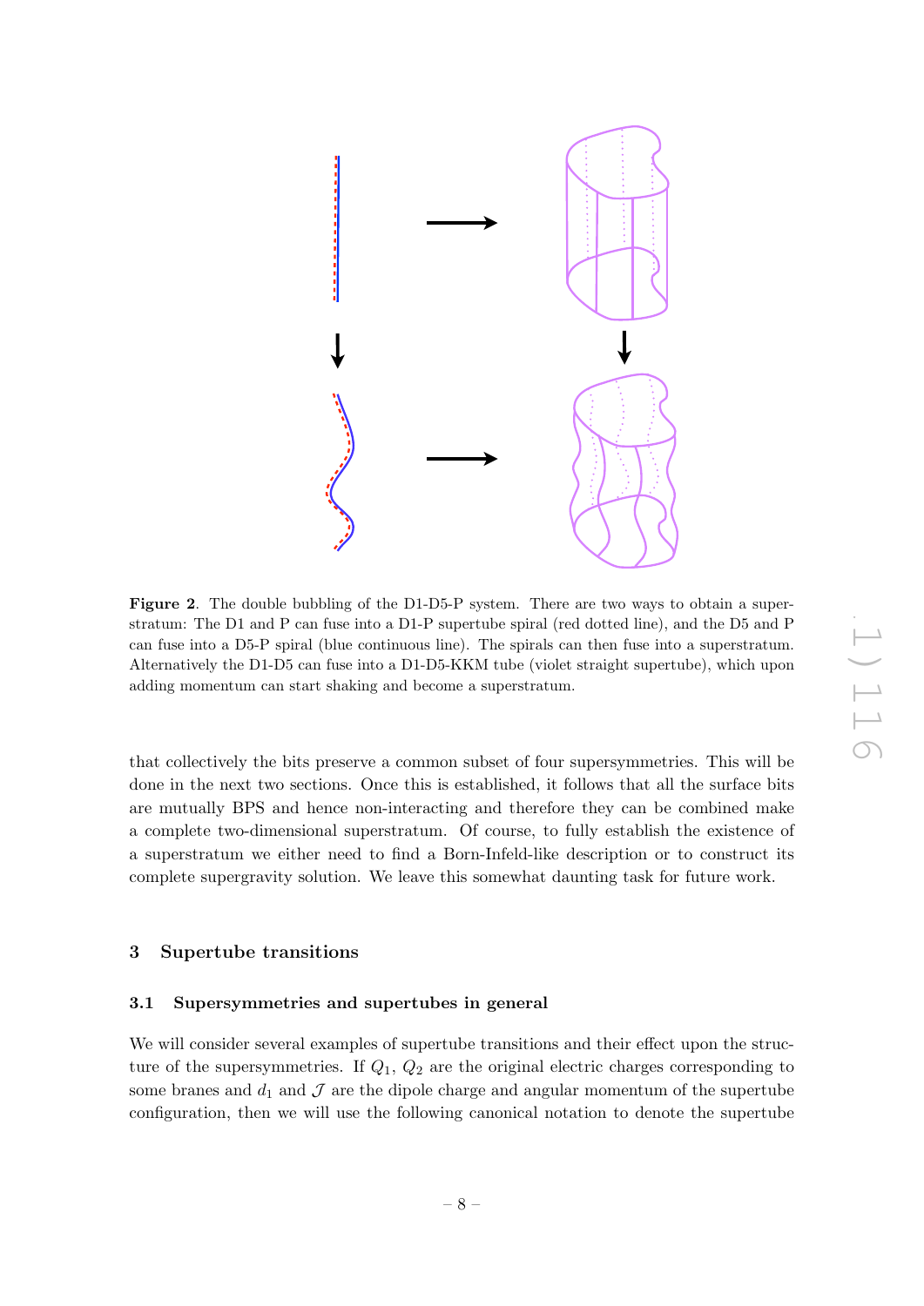**Figure 2**. The double bubbling of the D1-D5-P system. There are two ways to obtain a superstratum: The D1 and P can fuse into a D1-P supertube spiral (red dotted line), and the D5 and P can fuse into a D5-P spiral (blue continuous line). The spirals can then fuse into a superstratum. Alternatively the D1-D5 can fuse into a D1-D5-KKM tube (violet straight supertube), which upon adding momentum can start shaking and become a superstratum.

that collectively the bits preserve a common subset of four supersymmetries. This will be done in the next two sections. Once this is established, it follows that all the surface bits are mutually BPS and hence non-interacting and therefore they can be combined make a complete two-dimensional superstratum. Of course, to fully establish the existence of a superstratum we either need to find a Born-Infeld-like description or to construct its complete supergravity solution. We leave this somewhat daunting task for future work.

## 3 Supertube transitions

### 3.1 Supersymmetries and supertubes in general

We will consider several examples of supertube transitions and their effect upon the structure of the supersymmetries. If $Q_1$, $Q_2$ are the original electric charges corresponding to some branes and $d_1$ and $\mathcal{J}$ are the dipole charge and angular momentum of the supertube configuration, then we will use the following canonical notation to denote the supertube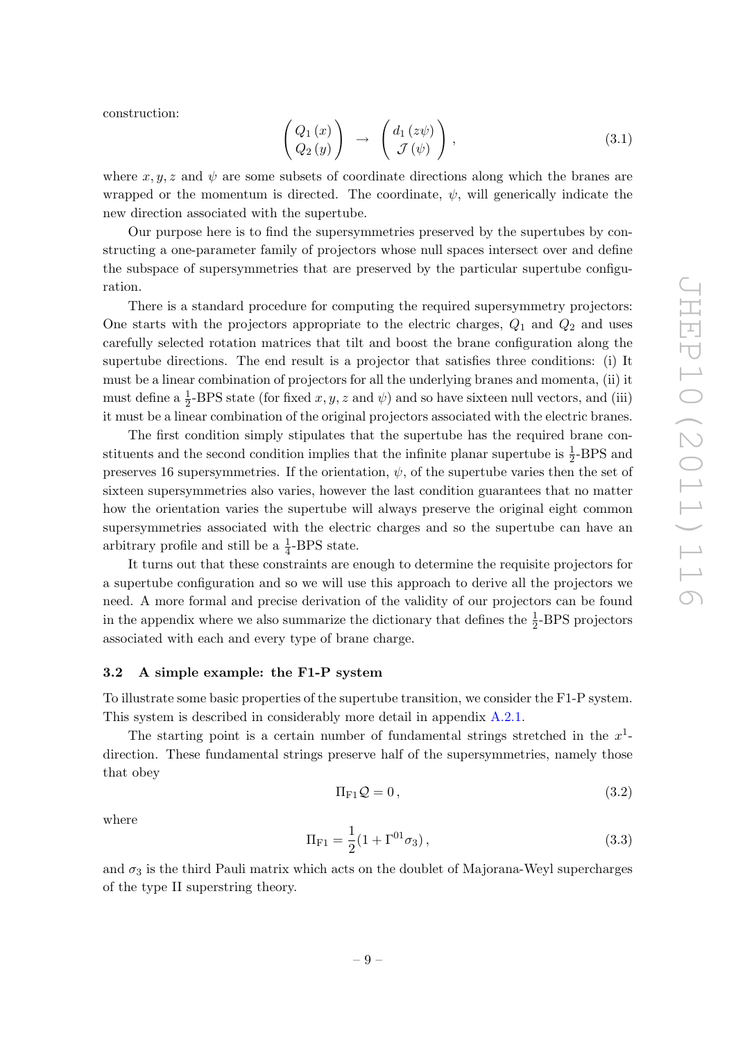construction:

$$\begin{pmatrix} Q_1\,(x) \\ Q_2\,(y) \end{pmatrix} \;\rightarrow\; \begin{pmatrix} d_1\,(z\psi) \\ \mathcal{J}\,(\psi) \end{pmatrix}, \tag{3.1}$$

where $x, y, z$ and $\psi$ are some subsets of coordinate directions along which the branes are wrapped or the momentum is directed. The coordinate, $\psi$, will generically indicate the new direction associated with the supertube.

Our purpose here is to find the supersymmetries preserved by the supertubes by constructing a one-parameter family of projectors whose null spaces intersect over and define the subspace of supersymmetries that are preserved by the particular supertube configuration.

There is a standard procedure for computing the required supersymmetry projectors: One starts with the projectors appropriate to the electric charges, $Q_1$ and $Q_2$ and uses carefully selected rotation matrices that tilt and boost the brane configuration along the supertube directions. The end result is a projector that satisfies three conditions: (i) It must be a linear combination of projectors for all the underlying branes and momenta, (ii) it must define a $\frac{1}{2}$-BPS state (for fixed $x, y, z$ and $\psi$) and so have sixteen null vectors, and (iii) it must be a linear combination of the original projectors associated with the electric branes.

The first condition simply stipulates that the supertube has the required brane constituents and the second condition implies that the infinite planar supertube is $\frac{1}{2}$-BPS and preserves 16 supersymmetries. If the orientation, $\psi$, of the supertube varies then the set of sixteen supersymmetries also varies, however the last condition guarantees that no matter how the orientation varies the supertube will always preserve the original eight common supersymmetries associated with the electric charges and so the supertube can have an arbitrary profile and still be a $\frac{1}{4}$-BPS state.

It turns out that these constraints are enough to determine the requisite projectors for a supertube configuration and so we will use this approach to derive all the projectors we need. A more formal and precise derivation of the validity of our projectors can be found in the appendix where we also summarize the dictionary that defines the $\frac{1}{2}$-BPS projectors associated with each and every type of brane charge.

### 3.2 A simple example: the F1-P system

To illustrate some basic properties of the supertube transition, we consider the F1-P system. This system is described in considerably more detail in appendix A.2.1.

The starting point is a certain number of fundamental strings stretched in the $x^1$-direction. These fundamental strings preserve half of the supersymmetries, namely those that obey

$$\Pi_{\rm F1}\mathcal{Q} = 0\,, \tag{3.2}$$

where

$$\Pi_{\rm F1} = \frac{1}{2}(1 + \Gamma^{01}\sigma_3)\,, \tag{3.3}$$

and $\sigma_3$ is the third Pauli matrix which acts on the doublet of Majorana-Weyl supercharges of the type II superstring theory.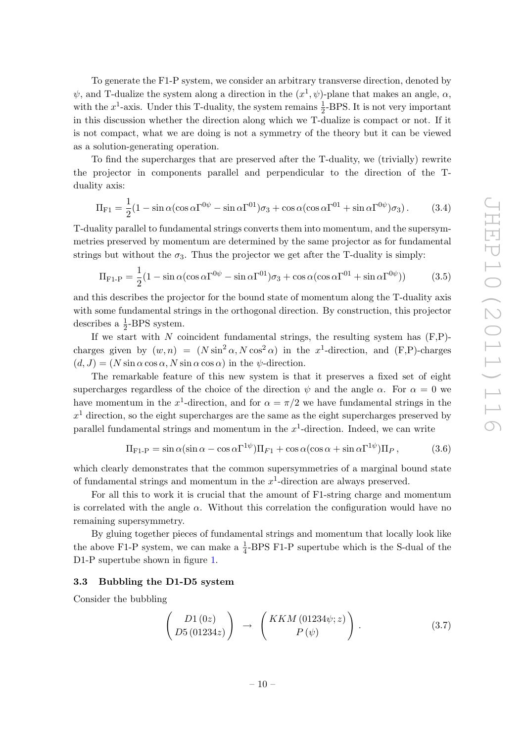To generate the F1-P system, we consider an arbitrary transverse direction, denoted by $\psi$, and T-dualize the system along a direction in the $(x^1, \psi)$-plane that makes an angle, $\alpha$, with the $x^1$-axis. Under this T-duality, the system remains $\frac{1}{2}$-BPS. It is not very important in this discussion whether the direction along which we T-dualize is compact or not. If it is not compact, what we are doing is not a symmetry of the theory but it can be viewed as a solution-generating operation.

To find the supercharges that are preserved after the T-duality, we (trivially) rewrite the projector in components parallel and perpendicular to the direction of the T-duality axis:

$$\Pi_{\rm F1} = \frac{1}{2}(1 - \sin\alpha(\cos\alpha\Gamma^{0\psi} - \sin\alpha\Gamma^{01})\sigma_3 + \cos\alpha(\cos\alpha\Gamma^{01} + \sin\alpha\Gamma^{0\psi})\sigma_3)\,. \tag{3.4}$$

T-duality parallel to fundamental strings converts them into momentum, and the supersymmetries preserved by momentum are determined by the same projector as for fundamental strings but without the $\sigma_3$. Thus the projector we get after the T-duality is simply:

$$\Pi_{\rm F1\text{-}P} = \frac{1}{2}(1 - \sin\alpha(\cos\alpha\Gamma^{0\psi} - \sin\alpha\Gamma^{01})\sigma_3 + \cos\alpha(\cos\alpha\Gamma^{01} + \sin\alpha\Gamma^{0\psi})) \tag{3.5}$$

and this describes the projector for the bound state of momentum along the T-duality axis with some fundamental strings in the orthogonal direction. By construction, this projector describes a $\frac{1}{2}$-BPS system.

If we start with $N$ coincident fundamental strings, the resulting system has (F,P)-charges given by $(w, n) = (N\sin^2\alpha, N\cos^2\alpha)$ in the $x^1$-direction, and (F,P)-charges $(d, J) = (N\sin\alpha\cos\alpha, N\sin\alpha\cos\alpha)$ in the $\psi$-direction.

The remarkable feature of this new system is that it preserves a fixed set of eight supercharges regardless of the choice of the direction $\psi$ and the angle $\alpha$. For $\alpha = 0$ we have momentum in the $x^1$-direction, and for $\alpha = \pi/2$ we have fundamental strings in the $x^1$ direction, so the eight supercharges are the same as the eight supercharges preserved by parallel fundamental strings and momentum in the $x^1$-direction. Indeed, we can write

$$\Pi_{\rm F1\text{-}P} = \sin\alpha(\sin\alpha - \cos\alpha\Gamma^{1\psi})\Pi_{F1} + \cos\alpha(\cos\alpha + \sin\alpha\Gamma^{1\psi})\Pi_P\,, \tag{3.6}$$

which clearly demonstrates that the common supersymmetries of a marginal bound state of fundamental strings and momentum in the $x^1$-direction are always preserved.

For all this to work it is crucial that the amount of F1-string charge and momentum is correlated with the angle $\alpha$. Without this correlation the configuration would have no remaining supersymmetry.

By gluing together pieces of fundamental strings and momentum that locally look like the above F1-P system, we can make a $\frac{1}{4}$-BPS F1-P supertube which is the S-dual of the D1-P supertube shown in figure 1.

### 3.3 Bubbling the D1-D5 system

Consider the bubbling

$$\begin{pmatrix} D1\,(0z) \\ D5\,(01234z) \end{pmatrix} \;\to\; \begin{pmatrix} KKM\,(01234\psi; z) \\ P\,(\psi) \end{pmatrix}. \tag{3.7}$$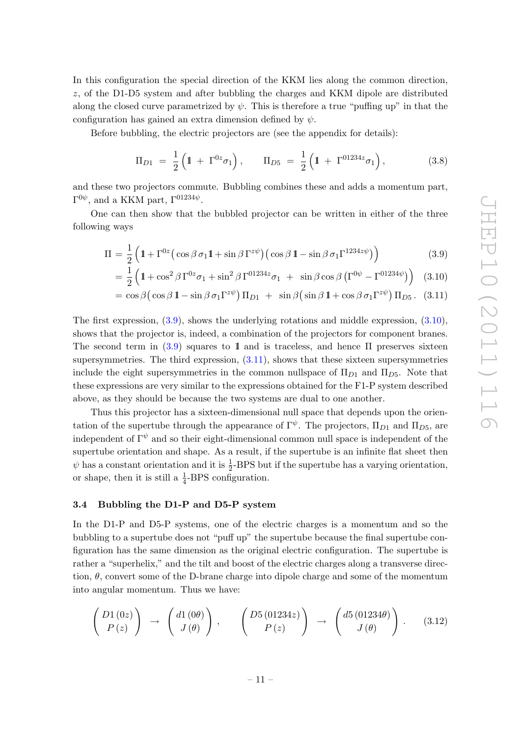In this configuration the special direction of the KKM lies along the common direction, $z$, of the D1-D5 system and after bubbling the charges and KKM dipole are distributed along the closed curve parametrized by $\psi$. This is therefore a true "puffing up" in that the configuration has gained an extra dimension defined by $\psi$.

Before bubbling, the electric projectors are (see the appendix for details):

$$\Pi_{D1} \;=\; \frac{1}{2}\Big(\mathbb{1} \;+\; \Gamma^{0z}\sigma_1\Big)\,, \qquad \Pi_{D5} \;=\; \frac{1}{2}\Big(\mathbb{1} \;+\; \Gamma^{01234z}\sigma_1\Big)\,, \tag{3.8}$$

and these two projectors commute. Bubbling combines these and adds a momentum part, $\Gamma^{0\psi}$, and a KKM part, $\Gamma^{01234\psi}$.

One can then show that the bubbled projector can be written in either of the three following ways

$$\Pi = \frac{1}{2}\Big(\mathbb{1} + \Gamma^{0z}\big(\cos\beta\,\sigma_1\mathbb{1} + \sin\beta\,\Gamma^{z\psi}\big)\big(\cos\beta\,\mathbb{1} - \sin\beta\,\sigma_1\Gamma^{1234z\psi}\big)\Big) \tag{3.9}$$

$$= \frac{1}{2}\Big(\mathbb{1} + \cos^2\beta\,\Gamma^{0z}\sigma_1 + \sin^2\beta\,\Gamma^{01234z}\sigma_1 \;+\; \sin\beta\cos\beta\,\big(\Gamma^{0\psi} - \Gamma^{01234\psi}\big)\Big) \tag{3.10}$$

$$= \cos\beta\big(\cos\beta\,\mathbb{1} - \sin\beta\,\sigma_1\Gamma^{z\psi}\big)\,\Pi_{D1} \;+\; \sin\beta\big(\sin\beta\,\mathbb{1} + \cos\beta\,\sigma_1\Gamma^{z\psi}\big)\,\Pi_{D5}\,. \tag{3.11}$$

The first expression, (3.9), shows the underlying rotations and middle expression, (3.10), shows that the projector is, indeed, a combination of the projectors for component branes. The second term in (3.9) squares to $\mathbb{1}$ and is traceless, and hence $\Pi$ preserves sixteen supersymmetries. The third expression, (3.11), shows that these sixteen supersymmetries include the eight supersymmetries in the common nullspace of $\Pi_{D1}$ and $\Pi_{D5}$. Note that these expressions are very similar to the expressions obtained for the F1-P system described above, as they should be because the two systems are dual to one another.

Thus this projector has a sixteen-dimensional null space that depends upon the orientation of the supertube through the appearance of $\Gamma^{\psi}$. The projectors, $\Pi_{D1}$ and $\Pi_{D5}$, are independent of $\Gamma^{\psi}$ and so their eight-dimensional common null space is independent of the supertube orientation and shape. As a result, if the supertube is an infinite flat sheet then $\psi$ has a constant orientation and it is $\frac{1}{2}$-BPS but if the supertube has a varying orientation, or shape, then it is still a $\frac{1}{4}$-BPS configuration.

### 3.4 Bubbling the D1-P and D5-P system

In the D1-P and D5-P systems, one of the electric charges is a momentum and so the bubbling to a supertube does not "puff up" the supertube because the final supertube configuration has the same dimension as the original electric configuration. The supertube is rather a "superhelix," and the tilt and boost of the electric charges along a transverse direction, $\theta$, convert some of the D-brane charge into dipole charge and some of the momentum into angular momentum. Thus we have:

$$\begin{pmatrix} D1\,(0z) \\ P\,(z) \end{pmatrix} \;\to\; \begin{pmatrix} d1\,(0\theta) \\ J\,(\theta) \end{pmatrix}\,, \qquad \begin{pmatrix} D5\,(01234z) \\ P\,(z) \end{pmatrix} \;\to\; \begin{pmatrix} d5\,(01234\theta) \\ J\,(\theta) \end{pmatrix}\,. \tag{3.12}$$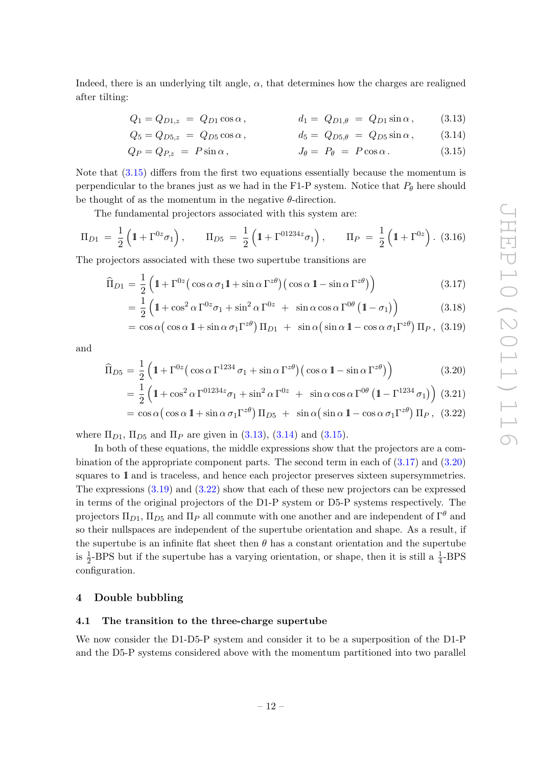Indeed, there is an underlying tilt angle, $\alpha$, that determines how the charges are realigned after tilting:

$$Q_1 = Q_{D1,z} = Q_{D1} \cos\alpha \,, \qquad d_1 = Q_{D1,\theta} = Q_{D1} \sin\alpha \,, \tag{3.13}$$

$$Q_5 = Q_{D5,z} = Q_{D5} \cos\alpha \,, \qquad d_5 = Q_{D5,\theta} = Q_{D5} \sin\alpha \,, \tag{3.14}$$

$$Q_P = Q_{P,z} = P \sin\alpha \,, \qquad J_\theta = P_\theta = P \cos\alpha \,. \tag{3.15}$$

Note that (3.15) differs from the first two equations essentially because the momentum is perpendicular to the branes just as we had in the F1-P system. Notice that $P_\theta$ here should be thought of as the momentum in the negative $\theta$-direction.

The fundamental projectors associated with this system are:

$$\Pi_{D1} = \frac{1}{2}\Big(\mathbb{1} + \Gamma^{0z}\sigma_1\Big)\,, \qquad \Pi_{D5} = \frac{1}{2}\Big(\mathbb{1} + \Gamma^{01234z}\sigma_1\Big)\,, \qquad \Pi_P = \frac{1}{2}\Big(\mathbb{1} + \Gamma^{0z}\Big)\,. \tag{3.16}$$

The projectors associated with these two supertube transitions are

$$\widehat{\Pi}_{D1} = \frac{1}{2}\Big(\mathbb{1} + \Gamma^{0z}\big(\cos\alpha\,\sigma_1 \mathbb{1} + \sin\alpha\,\Gamma^{z\theta}\big)\big(\cos\alpha\,\mathbb{1} - \sin\alpha\,\Gamma^{z\theta}\big)\Big) \tag{3.17}$$

$$= \frac{1}{2}\Big(\mathbb{1} + \cos^2\alpha\,\Gamma^{0z}\sigma_1 + \sin^2\alpha\,\Gamma^{0z} \;+\; \sin\alpha\cos\alpha\,\Gamma^{0\theta}\left(\mathbb{1} - \sigma_1\right)\Big) \tag{3.18}$$

$$= \cos\alpha\big(\cos\alpha\,\mathbb{1} + \sin\alpha\,\sigma_1\Gamma^{z\theta}\big)\,\Pi_{D1} \;+\; \sin\alpha\big(\sin\alpha\,\mathbb{1} - \cos\alpha\,\sigma_1\Gamma^{z\theta}\big)\,\Pi_P\,, \tag{3.19}$$

and

$$\widehat{\Pi}_{D5} = \frac{1}{2}\Big(\mathbb{1} + \Gamma^{0z}\big(\cos\alpha\,\Gamma^{1234}\sigma_1 + \sin\alpha\,\Gamma^{z\theta}\big)\big(\cos\alpha\,\mathbb{1} - \sin\alpha\,\Gamma^{z\theta}\big)\Big) \tag{3.20}$$

$$= \frac{1}{2}\Big(\mathbb{1} + \cos^2\alpha\,\Gamma^{01234z}\sigma_1 + \sin^2\alpha\,\Gamma^{0z} \;+\; \sin\alpha\cos\alpha\,\Gamma^{0\theta}\left(\mathbb{1} - \Gamma^{1234}\sigma_1\right)\Big) \tag{3.21}$$

$$= \cos\alpha\big(\cos\alpha\,\mathbb{1} + \sin\alpha\,\sigma_1\Gamma^{z\theta}\big)\,\Pi_{D5} \;+\; \sin\alpha\big(\sin\alpha\,\mathbb{1} - \cos\alpha\,\sigma_1\Gamma^{z\theta}\big)\,\Pi_P\,, \tag{3.22}$$

where $\Pi_{D1}$, $\Pi_{D5}$ and $\Pi_P$ are given in (3.13), (3.14) and (3.15).

In both of these equations, the middle expressions show that the projectors are a combination of the appropriate component parts. The second term in each of (3.17) and (3.20) squares to $\mathbb{1}$ and is traceless, and hence each projector preserves sixteen supersymmetries. The expressions (3.19) and (3.22) show that each of these new projectors can be expressed in terms of the original projectors of the D1-P system or D5-P systems respectively. The projectors $\Pi_{D1}$, $\Pi_{D5}$ and $\Pi_P$ all commute with one another and are independent of $\Gamma^\theta$ and so their nullspaces are independent of the supertube orientation and shape. As a result, if the supertube is an infinite flat sheet then $\theta$ has a constant orientation and the supertube is $\frac{1}{2}$-BPS but if the supertube has a varying orientation, or shape, then it is still a $\frac{1}{4}$-BPS configuration.

# 4 Double bubbling

## 4.1 The transition to the three-charge supertube

We now consider the D1-D5-P system and consider it to be a superposition of the D1-P and the D5-P systems considered above with the momentum partitioned into two parallel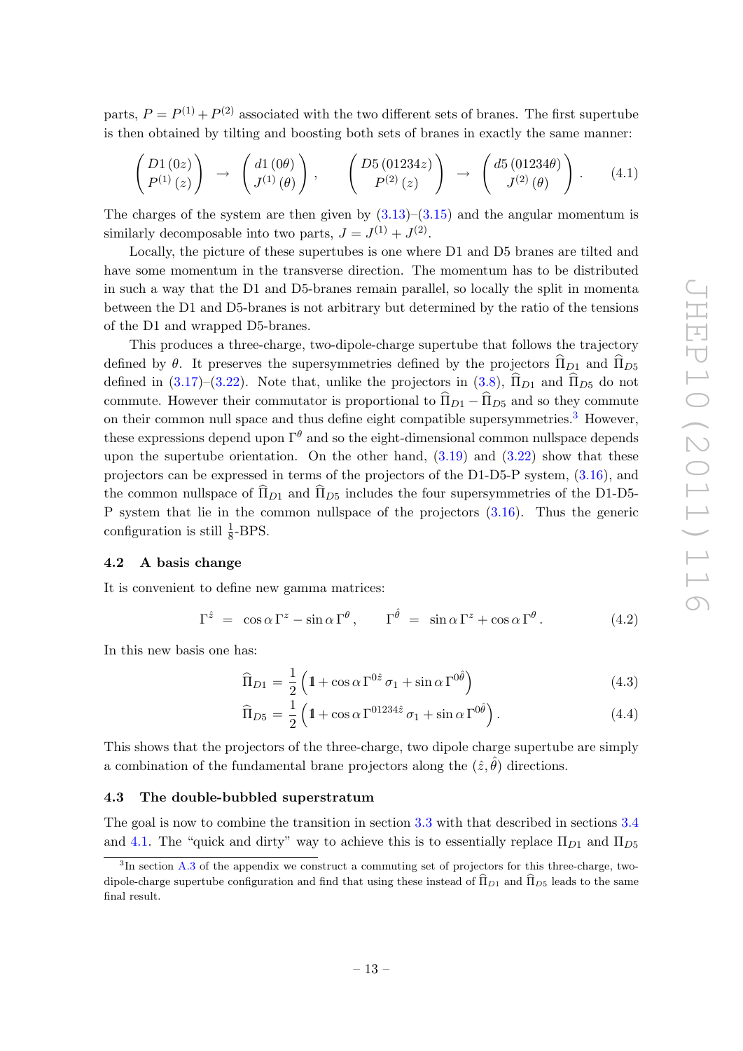parts, $P = P^{(1)} + P^{(2)}$ associated with the two different sets of branes. The first supertube is then obtained by tilting and boosting both sets of branes in exactly the same manner:

$$\begin{pmatrix} D1\,(0z) \\ P^{(1)}\,(z) \end{pmatrix} \to \begin{pmatrix} d1\,(0\theta) \\ J^{(1)}\,(\theta) \end{pmatrix}, \qquad \begin{pmatrix} D5\,(01234z) \\ P^{(2)}\,(z) \end{pmatrix} \to \begin{pmatrix} d5\,(01234\theta) \\ J^{(2)}\,(\theta) \end{pmatrix}. \tag{4.1}$$

The charges of the system are then given by (3.13)–(3.15) and the angular momentum is similarly decomposable into two parts, $J = J^{(1)} + J^{(2)}$.

Locally, the picture of these supertubes is one where D1 and D5 branes are tilted and have some momentum in the transverse direction. The momentum has to be distributed in such a way that the D1 and D5-branes remain parallel, so locally the split in momenta between the D1 and D5-branes is not arbitrary but determined by the ratio of the tensions of the D1 and wrapped D5-branes.

This produces a three-charge, two-dipole-charge supertube that follows the trajectory defined by $\theta$. It preserves the supersymmetries defined by the projectors $\widehat{\Pi}_{D1}$ and $\widehat{\Pi}_{D5}$ defined in (3.17)–(3.22). Note that, unlike the projectors in (3.8), $\widehat{\Pi}_{D1}$ and $\widehat{\Pi}_{D5}$ do not commute. However their commutator is proportional to $\widehat{\Pi}_{D1} - \widehat{\Pi}_{D5}$ and so they commute on their common null space and thus define eight compatible supersymmetries.[3] However, these expressions depend upon $\Gamma^\theta$ and so the eight-dimensional common nullspace depends upon the supertube orientation. On the other hand, (3.19) and (3.22) show that these projectors can be expressed in terms of the projectors of the D1-D5-P system, (3.16), and the common nullspace of $\widehat{\Pi}_{D1}$ and $\widehat{\Pi}_{D5}$ includes the four supersymmetries of the D1-D5-P system that lie in the common nullspace of the projectors (3.16). Thus the generic configuration is still $\frac{1}{8}$-BPS.

### 4.2 A basis change

It is convenient to define new gamma matrices:

$$\Gamma^{\hat{z}} \;=\; \cos\alpha\, \Gamma^z - \sin\alpha\, \Gamma^\theta\,, \qquad \Gamma^{\hat{\theta}} \;=\; \sin\alpha\, \Gamma^z + \cos\alpha\, \Gamma^\theta\,. \tag{4.2}$$

In this new basis one has:

$$\widehat{\Pi}_{D1} = \frac{1}{2}\left(\mathbb{1} + \cos\alpha\, \Gamma^{0\hat{z}}\, \sigma_1 + \sin\alpha\, \Gamma^{0\hat{\theta}}\right) \tag{4.3}$$

$$\widehat{\Pi}_{D5} = \frac{1}{2}\left(\mathbb{1} + \cos\alpha\, \Gamma^{01234\hat{z}}\, \sigma_1 + \sin\alpha\, \Gamma^{0\hat{\theta}}\right). \tag{4.4}$$

This shows that the projectors of the three-charge, two dipole charge supertube are simply a combination of the fundamental brane projectors along the $(\hat{z}, \hat{\theta})$ directions.

### 4.3 The double-bubbled superstratum

The goal is now to combine the transition in section 3.3 with that described in sections 3.4 and 4.1. The "quick and dirty" way to achieve this is to essentially replace $\Pi_{D1}$ and $\Pi_{D5}$

[3] In section A.3 of the appendix we construct a commuting set of projectors for this three-charge, two-dipole-charge supertube configuration and find that using these instead of $\widehat{\Pi}_{D1}$ and $\widehat{\Pi}_{D5}$ leads to the same final result.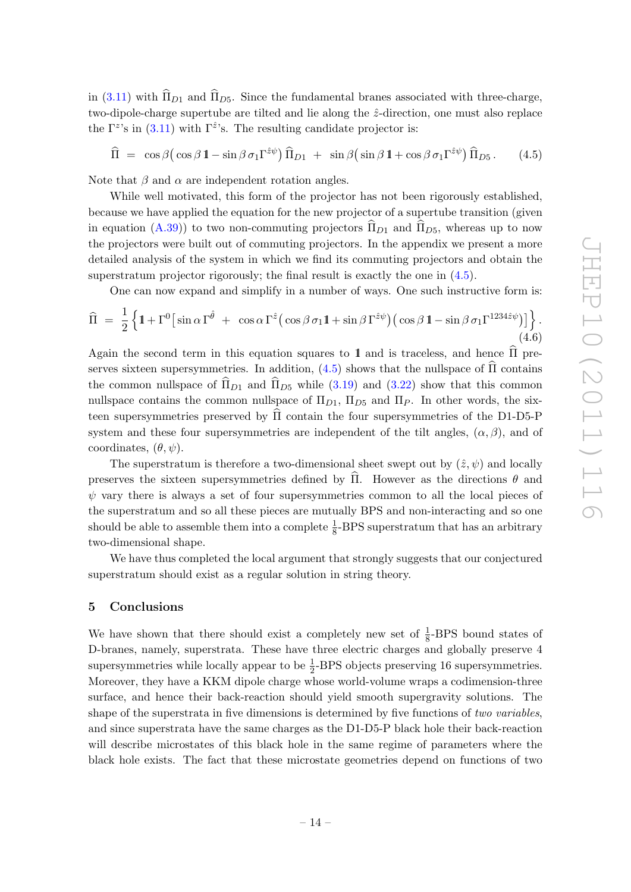in (3.11) with $\widehat{\Pi}_{D1}$ and $\widehat{\Pi}_{D5}$. Since the fundamental branes associated with three-charge, two-dipole-charge supertube are tilted and lie along the $\hat{z}$-direction, one must also replace the $\Gamma^{z}$'s in (3.11) with $\Gamma^{\hat{z}}$'s. The resulting candidate projector is:

$$\widehat{\Pi} \;=\; \cos\beta\big(\cos\beta\,\mathbb{1} - \sin\beta\,\sigma_1\Gamma^{\hat{z}\psi}\big)\,\widehat{\Pi}_{D1} \;+\; \sin\beta\big(\sin\beta\,\mathbb{1} + \cos\beta\,\sigma_1\Gamma^{\hat{z}\psi}\big)\,\widehat{\Pi}_{D5}\,. \tag{4.5}$$

Note that $\beta$ and $\alpha$ are independent rotation angles.

While well motivated, this form of the projector has not been rigorously established, because we have applied the equation for the new projector of a supertube transition (given in equation (A.39)) to two non-commuting projectors $\widehat{\Pi}_{D1}$ and $\widehat{\Pi}_{D5}$, whereas up to now the projectors were built out of commuting projectors. In the appendix we present a more detailed analysis of the system in which we find its commuting projectors and obtain the superstratum projector rigorously; the final result is exactly the one in (4.5).

One can now expand and simplify in a number of ways. One such instructive form is:

$$\widehat{\Pi} \;=\; \frac{1}{2}\Big\{\mathbb{1} + \Gamma^{0}\big[\sin\alpha\,\Gamma^{\hat{\theta}} \;+\; \cos\alpha\,\Gamma^{\hat{z}}\big(\cos\beta\,\sigma_1\mathbb{1} + \sin\beta\,\Gamma^{\hat{z}\psi}\big)\big(\cos\beta\,\mathbb{1} - \sin\beta\,\sigma_1\Gamma^{1234\hat{z}\psi}\big)\big]\Big\}\,. \tag{4.6}$$

Again the second term in this equation squares to $\mathbb{1}$ and is traceless, and hence $\widehat{\Pi}$ preserves sixteen supersymmetries. In addition, (4.5) shows that the nullspace of $\widehat{\Pi}$ contains the common nullspace of $\widehat{\Pi}_{D1}$ and $\widehat{\Pi}_{D5}$ while (3.19) and (3.22) show that this common nullspace contains the common nullspace of $\Pi_{D1}$, $\Pi_{D5}$ and $\Pi_{P}$. In other words, the sixteen supersymmetries preserved by $\widehat{\Pi}$ contain the four supersymmetries of the D1-D5-P system and these four supersymmetries are independent of the tilt angles, $(\alpha, \beta)$, and of coordinates, $(\theta, \psi)$.

The superstratum is therefore a two-dimensional sheet swept out by $(\hat{z}, \psi)$ and locally preserves the sixteen supersymmetries defined by $\widehat{\Pi}$. However as the directions $\theta$ and $\psi$ vary there is always a set of four supersymmetries common to all the local pieces of the superstratum and so all these pieces are mutually BPS and non-interacting and so one should be able to assemble them into a complete $\frac{1}{8}$-BPS superstratum that has an arbitrary two-dimensional shape.

We have thus completed the local argument that strongly suggests that our conjectured superstratum should exist as a regular solution in string theory.

## 5 Conclusions

We have shown that there should exist a completely new set of $\frac{1}{8}$-BPS bound states of D-branes, namely, superstrata. These have three electric charges and globally preserve 4 supersymmetries while locally appear to be $\frac{1}{2}$-BPS objects preserving 16 supersymmetries. Moreover, they have a KKM dipole charge whose world-volume wraps a codimension-three surface, and hence their back-reaction should yield smooth supergravity solutions. The shape of the superstrata in five dimensions is determined by five functions of *two variables*, and since superstrata have the same charges as the D1-D5-P black hole their back-reaction will describe microstates of this black hole in the same regime of parameters where the black hole exists. The fact that these microstate geometries depend on functions of two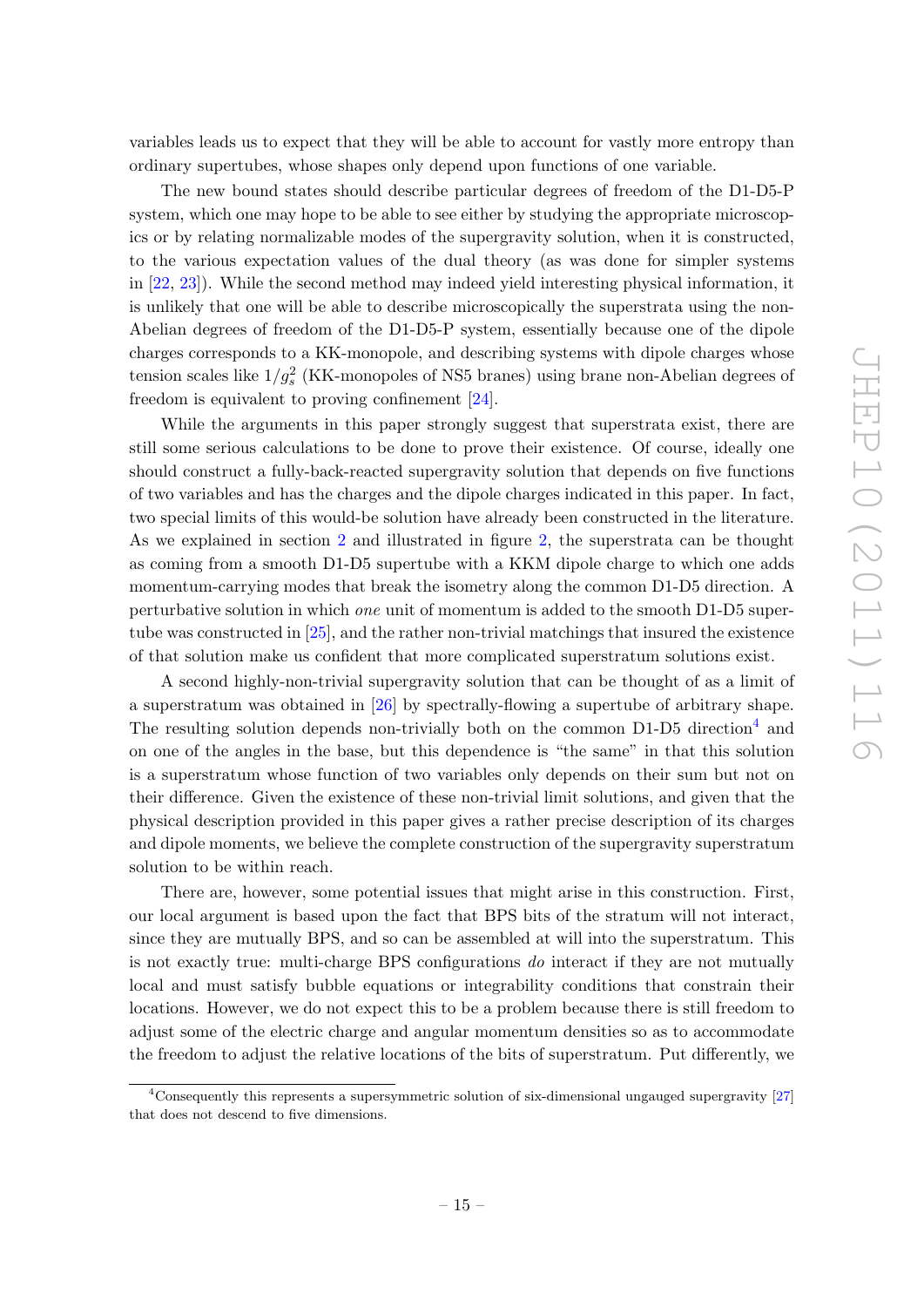variables leads us to expect that they will be able to account for vastly more entropy than ordinary supertubes, whose shapes only depend upon functions of one variable.

The new bound states should describe particular degrees of freedom of the D1-D5-P system, which one may hope to be able to see either by studying the appropriate microscopics or by relating normalizable modes of the supergravity solution, when it is constructed, to the various expectation values of the dual theory (as was done for simpler systems in [22, 23]). While the second method may indeed yield interesting physical information, it is unlikely that one will be able to describe microscopically the superstrata using the non-Abelian degrees of freedom of the D1-D5-P system, essentially because one of the dipole charges corresponds to a KK-monopole, and describing systems with dipole charges whose tension scales like $1/g_s^2$ (KK-monopoles of NS5 branes) using brane non-Abelian degrees of freedom is equivalent to proving confinement [24].

While the arguments in this paper strongly suggest that superstrata exist, there are still some serious calculations to be done to prove their existence. Of course, ideally one should construct a fully-back-reacted supergravity solution that depends on five functions of two variables and has the charges and the dipole charges indicated in this paper. In fact, two special limits of this would-be solution have already been constructed in the literature. As we explained in section 2 and illustrated in figure 2, the superstrata can be thought as coming from a smooth D1-D5 supertube with a KKM dipole charge to which one adds momentum-carrying modes that break the isometry along the common D1-D5 direction. A perturbative solution in which *one* unit of momentum is added to the smooth D1-D5 supertube was constructed in [25], and the rather non-trivial matchings that insured the existence of that solution make us confident that more complicated superstratum solutions exist.

A second highly-non-trivial supergravity solution that can be thought of as a limit of a superstratum was obtained in [26] by spectrally-flowing a supertube of arbitrary shape. The resulting solution depends non-trivially both on the common D1-D5 direction[4] and on one of the angles in the base, but this dependence is "the same" in that this solution is a superstratum whose function of two variables only depends on their sum but not on their difference. Given the existence of these non-trivial limit solutions, and given that the physical description provided in this paper gives a rather precise description of its charges and dipole moments, we believe the complete construction of the supergravity superstratum solution to be within reach.

There are, however, some potential issues that might arise in this construction. First, our local argument is based upon the fact that BPS bits of the stratum will not interact, since they are mutually BPS, and so can be assembled at will into the superstratum. This is not exactly true: multi-charge BPS configurations *do* interact if they are not mutually local and must satisfy bubble equations or integrability conditions that constrain their locations. However, we do not expect this to be a problem because there is still freedom to adjust some of the electric charge and angular momentum densities so as to accommodate the freedom to adjust the relative locations of the bits of superstratum. Put differently, we

[4]Consequently this represents a supersymmetric solution of six-dimensional ungauged supergravity [27] that does not descend to five dimensions.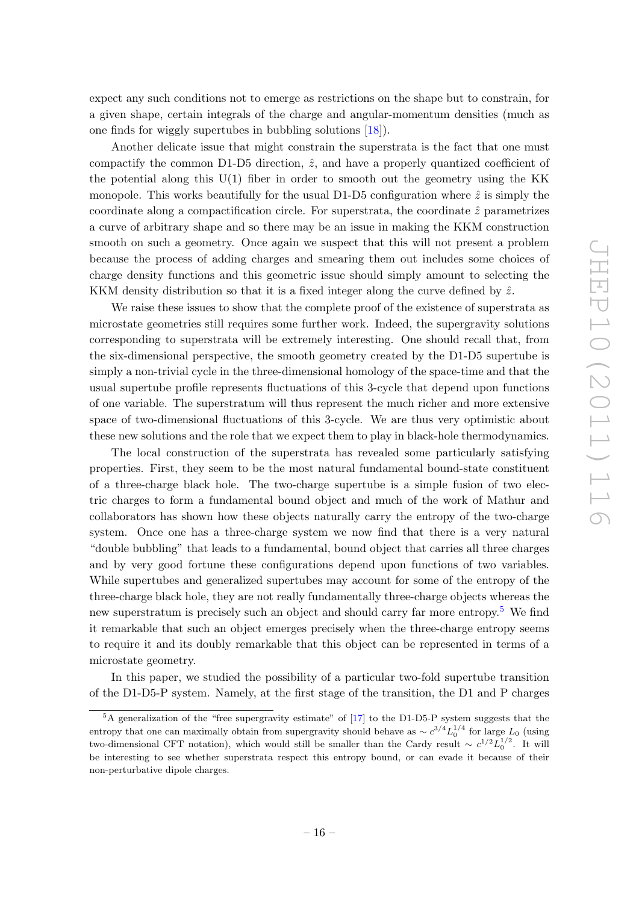expect any such conditions not to emerge as restrictions on the shape but to constrain, for a given shape, certain integrals of the charge and angular-momentum densities (much as one finds for wiggly supertubes in bubbling solutions [18]).

Another delicate issue that might constrain the superstrata is the fact that one must compactify the common D1-D5 direction, $\hat{z}$, and have a properly quantized coefficient of the potential along this U(1) fiber in order to smooth out the geometry using the KK monopole. This works beautifully for the usual D1-D5 configuration where $\hat{z}$ is simply the coordinate along a compactification circle. For superstrata, the coordinate $\hat{z}$ parametrizes a curve of arbitrary shape and so there may be an issue in making the KKM construction smooth on such a geometry. Once again we suspect that this will not present a problem because the process of adding charges and smearing them out includes some choices of charge density functions and this geometric issue should simply amount to selecting the KKM density distribution so that it is a fixed integer along the curve defined by $\hat{z}$.

We raise these issues to show that the complete proof of the existence of superstrata as microstate geometries still requires some further work. Indeed, the supergravity solutions corresponding to superstrata will be extremely interesting. One should recall that, from the six-dimensional perspective, the smooth geometry created by the D1-D5 supertube is simply a non-trivial cycle in the three-dimensional homology of the space-time and that the usual supertube profile represents fluctuations of this 3-cycle that depend upon functions of one variable. The superstratum will thus represent the much richer and more extensive space of two-dimensional fluctuations of this 3-cycle. We are thus very optimistic about these new solutions and the role that we expect them to play in black-hole thermodynamics.

The local construction of the superstrata has revealed some particularly satisfying properties. First, they seem to be the most natural fundamental bound-state constituent of a three-charge black hole. The two-charge supertube is a simple fusion of two electric charges to form a fundamental bound object and much of the work of Mathur and collaborators has shown how these objects naturally carry the entropy of the two-charge system. Once one has a three-charge system we now find that there is a very natural "double bubbling" that leads to a fundamental, bound object that carries all three charges and by very good fortune these configurations depend upon functions of two variables. While supertubes and generalized supertubes may account for some of the entropy of the three-charge black hole, they are not really fundamentally three-charge objects whereas the new superstratum is precisely such an object and should carry far more entropy.[5] We find it remarkable that such an object emerges precisely when the three-charge entropy seems to require it and its doubly remarkable that this object can be represented in terms of a microstate geometry.

In this paper, we studied the possibility of a particular two-fold supertube transition of the D1-D5-P system. Namely, at the first stage of the transition, the D1 and P charges

[5] A generalization of the "free supergravity estimate" of [17] to the D1-D5-P system suggests that the entropy that one can maximally obtain from supergravity should behave as $\sim c^{3/4}L_0^{1/4}$ for large $L_0$ (using two-dimensional CFT notation), which would still be smaller than the Cardy result $\sim c^{1/2}L_0^{1/2}$. It will be interesting to see whether superstrata respect this entropy bound, or can evade it because of their non-perturbative dipole charges.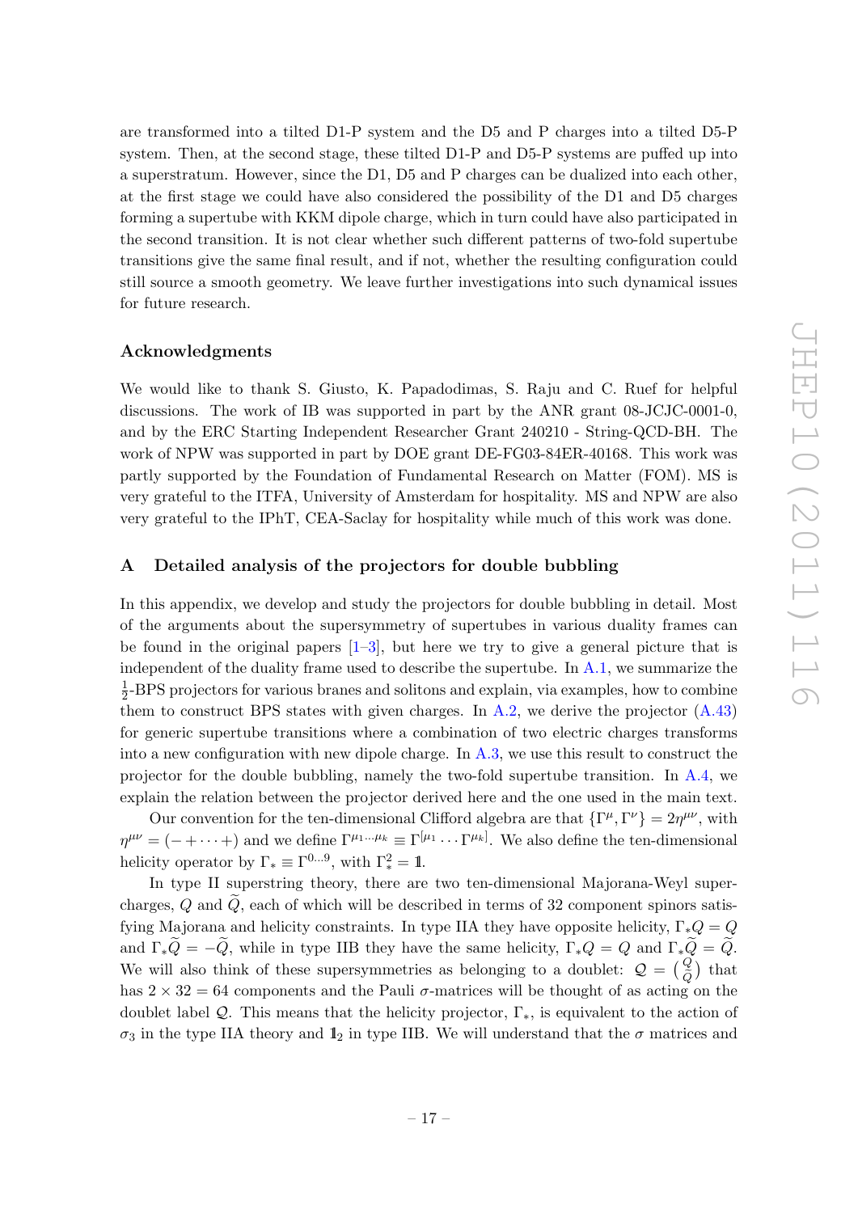are transformed into a tilted D1-P system and the D5 and P charges into a tilted D5-P system. Then, at the second stage, these tilted D1-P and D5-P systems are puffed up into a superstratum. However, since the D1, D5 and P charges can be dualized into each other, at the first stage we could have also considered the possibility of the D1 and D5 charges forming a supertube with KKM dipole charge, which in turn could have also participated in the second transition. It is not clear whether such different patterns of two-fold supertube transitions give the same final result, and if not, whether the resulting configuration could still source a smooth geometry. We leave further investigations into such dynamical issues for future research.

### Acknowledgments

We would like to thank S. Giusto, K. Papadodimas, S. Raju and C. Ruef for helpful discussions. The work of IB was supported in part by the ANR grant 08-JCJC-0001-0, and by the ERC Starting Independent Researcher Grant 240210 - String-QCD-BH. The work of NPW was supported in part by DOE grant DE-FG03-84ER-40168. This work was partly supported by the Foundation of Fundamental Research on Matter (FOM). MS is very grateful to the ITFA, University of Amsterdam for hospitality. MS and NPW are also very grateful to the IPhT, CEA-Saclay for hospitality while much of this work was done.

## A Detailed analysis of the projectors for double bubbling

In this appendix, we develop and study the projectors for double bubbling in detail. Most of the arguments about the supersymmetry of supertubes in various duality frames can be found in the original papers [1–3], but here we try to give a general picture that is independent of the duality frame used to describe the supertube. In A.1, we summarize the $\frac{1}{2}$-BPS projectors for various branes and solitons and explain, via examples, how to combine them to construct BPS states with given charges. In A.2, we derive the projector (A.43) for generic supertube transitions where a combination of two electric charges transforms into a new configuration with new dipole charge. In A.3, we use this result to construct the projector for the double bubbling, namely the two-fold supertube transition. In A.4, we explain the relation between the projector derived here and the one used in the main text.

Our convention for the ten-dimensional Clifford algebra are that $\{\Gamma^\mu, \Gamma^\nu\} = 2\eta^{\mu\nu}$, with $\eta^{\mu\nu} = (- + \cdots +)$ and we define $\Gamma^{\mu_1 \ldots \mu_k} \equiv \Gamma^{[\mu_1} \cdots \Gamma^{\mu_k]}$. We also define the ten-dimensional helicity operator by $\Gamma_* \equiv \Gamma^{0 \ldots 9}$, with $\Gamma_*^2 = \mathbb{1}$.

In type II superstring theory, there are two ten-dimensional Majorana-Weyl supercharges, $Q$ and $\widetilde{Q}$, each of which will be described in terms of 32 component spinors satisfying Majorana and helicity constraints. In type IIA they have opposite helicity, $\Gamma_* Q = Q$ and $\Gamma_* \widetilde{Q} = -\widetilde{Q}$, while in type IIB they have the same helicity, $\Gamma_* Q = Q$ and $\Gamma_* \widetilde{Q} = \widetilde{Q}$. We will also think of these supersymmetries as belonging to a doublet: $\mathcal{Q} = \binom{Q}{\widetilde{Q}}$ that has $2 \times 32 = 64$ components and the Pauli $\sigma$-matrices will be thought of as acting on the doublet label $\mathcal{Q}$. This means that the helicity projector, $\Gamma_*$, is equivalent to the action of $\sigma_3$ in the type IIA theory and $\mathbb{1}_2$ in type IIB. We will understand that the $\sigma$ matrices and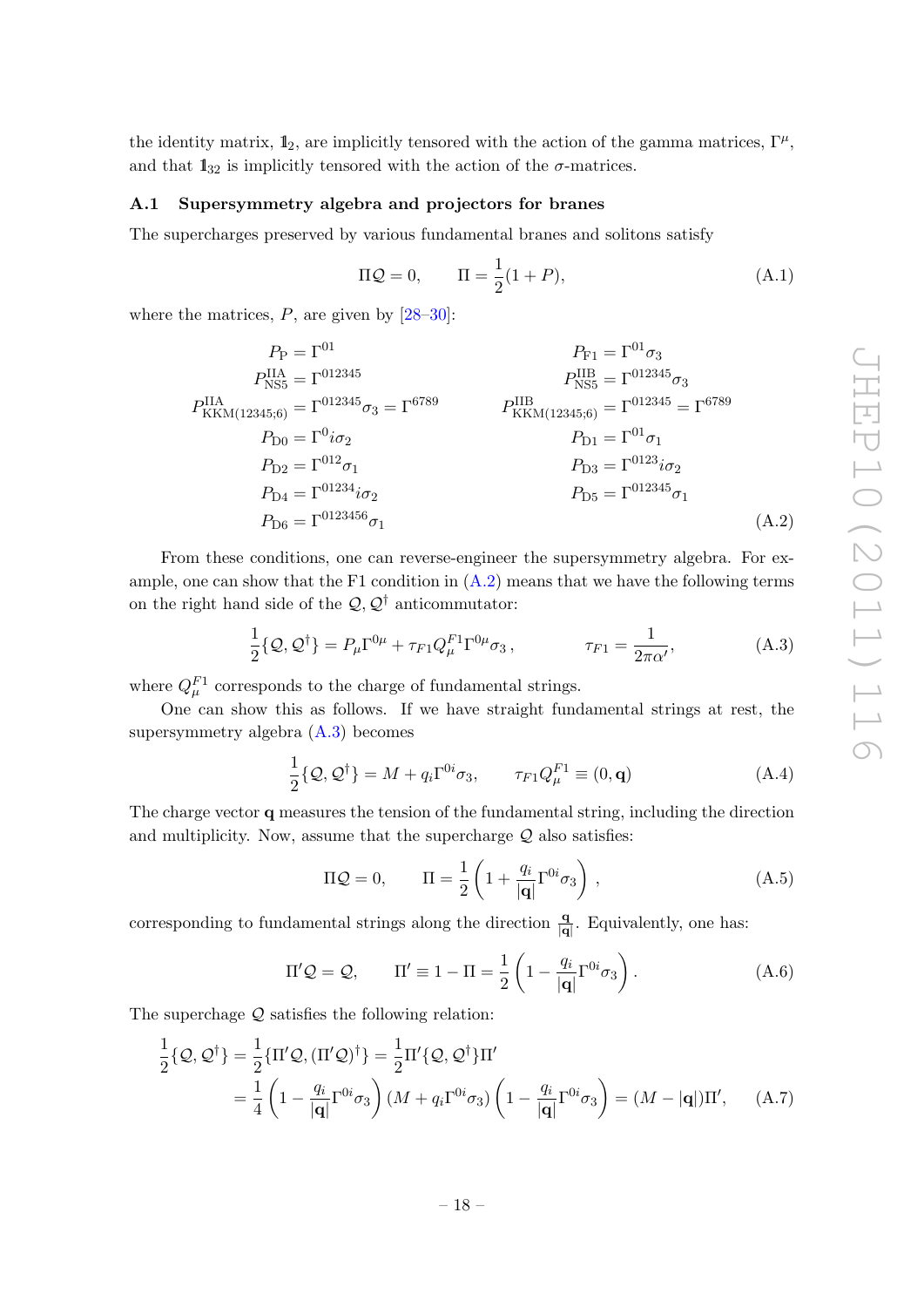the identity matrix, $\mathbb{1}_2$, are implicitly tensored with the action of the gamma matrices, $\Gamma^\mu$, and that $\mathbb{1}_{32}$ is implicitly tensored with the action of the $\sigma$-matrices.

### A.1 Supersymmetry algebra and projectors for branes

The supercharges preserved by various fundamental branes and solitons satisfy

$$\Pi \mathcal{Q} = 0, \qquad \Pi = \frac{1}{2}(1+P), \tag{A.1}$$

where the matrices, $P$, are given by [28–30]:

$$\begin{aligned}
P_{\rm P} &= \Gamma^{01} & P_{\rm F1} &= \Gamma^{01}\sigma_3 \\
P^{\rm IIA}_{\rm NS5} &= \Gamma^{012345} & P^{\rm IIB}_{\rm NS5} &= \Gamma^{012345}\sigma_3 \\
P^{\rm IIA}_{\rm KKM(12345;6)} &= \Gamma^{012345}\sigma_3 = \Gamma^{6789} & P^{\rm IIB}_{\rm KKM(12345;6)} &= \Gamma^{012345} = \Gamma^{6789} \\
P_{\rm D0} &= \Gamma^{0} i\sigma_2 & P_{\rm D1} &= \Gamma^{01}\sigma_1 \\
P_{\rm D2} &= \Gamma^{012}\sigma_1 & P_{\rm D3} &= \Gamma^{0123} i\sigma_2 \\
P_{\rm D4} &= \Gamma^{01234} i\sigma_2 & P_{\rm D5} &= \Gamma^{012345}\sigma_1 \\
P_{\rm D6} &= \Gamma^{0123456}\sigma_1 & &
\end{aligned} \tag{A.2}$$

From these conditions, one can reverse-engineer the supersymmetry algebra. For example, one can show that the F1 condition in (A.2) means that we have the following terms on the right hand side of the $\mathcal{Q}, \mathcal{Q}^\dagger$ anticommutator:

$$\frac{1}{2}\{\mathcal{Q}, \mathcal{Q}^\dagger\} = P_\mu \Gamma^{0\mu} + \tau_{F1} Q^{F1}_\mu \Gamma^{0\mu}\sigma_3\,, \qquad \tau_{F1} = \frac{1}{2\pi\alpha'}, \tag{A.3}$$

where $Q^{F1}_\mu$ corresponds to the charge of fundamental strings.

One can show this as follows. If we have straight fundamental strings at rest, the supersymmetry algebra (A.3) becomes

$$\frac{1}{2}\{\mathcal{Q}, \mathcal{Q}^\dagger\} = M + q_i \Gamma^{0i}\sigma_3, \qquad \tau_{F1} Q^{F1}_\mu \equiv (0, \mathbf{q}) \tag{A.4}$$

The charge vector $\mathbf{q}$ measures the tension of the fundamental string, including the direction and multiplicity. Now, assume that the supercharge $\mathcal{Q}$ also satisfies:

$$\Pi \mathcal{Q} = 0, \qquad \Pi = \frac{1}{2}\left(1 + \frac{q_i}{|\mathbf{q}|}\Gamma^{0i}\sigma_3\right), \tag{A.5}$$

corresponding to fundamental strings along the direction $\frac{\mathbf{q}}{|\mathbf{q}|}$. Equivalently, one has:

$$\Pi' \mathcal{Q} = \mathcal{Q}, \qquad \Pi' \equiv 1 - \Pi = \frac{1}{2}\left(1 - \frac{q_i}{|\mathbf{q}|}\Gamma^{0i}\sigma_3\right). \tag{A.6}$$

The superchage $\mathcal{Q}$ satisfies the following relation:

$$\begin{aligned}
\frac{1}{2}\{\mathcal{Q}, \mathcal{Q}^\dagger\} &= \frac{1}{2}\{\Pi'\mathcal{Q}, (\Pi'\mathcal{Q})^\dagger\} = \frac{1}{2}\Pi'\{\mathcal{Q}, \mathcal{Q}^\dagger\}\Pi' \\
&= \frac{1}{4}\left(1 - \frac{q_i}{|\mathbf{q}|}\Gamma^{0i}\sigma_3\right)(M + q_i\Gamma^{0i}\sigma_3)\left(1 - \frac{q_i}{|\mathbf{q}|}\Gamma^{0i}\sigma_3\right) = (M - |\mathbf{q}|)\Pi',
\end{aligned} \tag{A.7}$$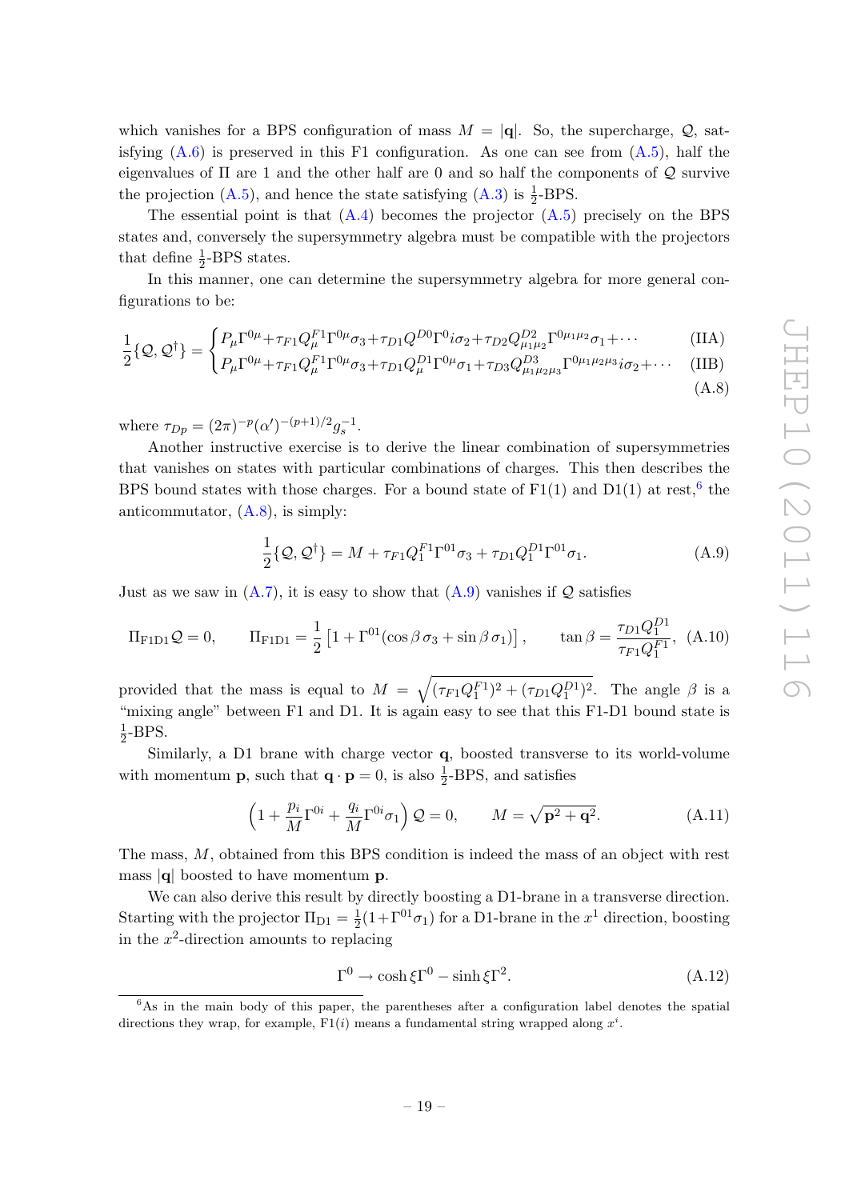which vanishes for a BPS configuration of mass $M = |\mathbf{q}|$. So, the supercharge, $\mathcal{Q}$, satisfying (A.6) is preserved in this F1 configuration. As one can see from (A.5), half the eigenvalues of $\Pi$ are 1 and the other half are 0 and so half the components of $\mathcal{Q}$ survive the projection (A.5), and hence the state satisfying (A.3) is $\frac{1}{2}$-BPS.

The essential point is that (A.4) becomes the projector (A.5) precisely on the BPS states and, conversely the supersymmetry algebra must be compatible with the projectors that define $\frac{1}{2}$-BPS states.

In this manner, one can determine the supersymmetry algebra for more general configurations to be:

$$\frac{1}{2}\{\mathcal{Q},\mathcal{Q}^\dagger\} = \begin{cases} P_\mu\Gamma^{0\mu}+\tau_{F1}Q^{F1}_\mu\Gamma^{0\mu}\sigma_3+\tau_{D1}Q^{D0}\Gamma^0 i\sigma_2+\tau_{D2}Q^{D2}_{\mu_1\mu_2}\Gamma^{0\mu_1\mu_2}\sigma_1+\cdots & \text{(IIA)} \\ P_\mu\Gamma^{0\mu}+\tau_{F1}Q^{F1}_\mu\Gamma^{0\mu}\sigma_3+\tau_{D1}Q^{D1}_\mu\Gamma^{0\mu}\sigma_1+\tau_{D3}Q^{D3}_{\mu_1\mu_2\mu_3}\Gamma^{0\mu_1\mu_2\mu_3}i\sigma_2+\cdots & \text{(IIB)} \end{cases} \tag{A.8}$$

where $\tau_{Dp} = (2\pi)^{-p}(\alpha')^{-(p+1)/2}g_s^{-1}$.

Another instructive exercise is to derive the linear combination of supersymmetries that vanishes on states with particular combinations of charges. This then describes the BPS bound states with those charges. For a bound state of F1(1) and D1(1) at rest,[6] the anticommutator, (A.8), is simply:

$$\frac{1}{2}\{\mathcal{Q},\mathcal{Q}^\dagger\} = M + \tau_{F1}Q^{F1}_1\Gamma^{01}\sigma_3 + \tau_{D1}Q^{D1}_1\Gamma^{01}\sigma_1. \tag{A.9}$$

Just as we saw in (A.7), it is easy to show that (A.9) vanishes if $\mathcal{Q}$ satisfies

$$\Pi_{\rm F1D1}\mathcal{Q} = 0, \qquad \Pi_{\rm F1D1} = \frac{1}{2}\left[1+\Gamma^{01}(\cos\beta\,\sigma_3+\sin\beta\,\sigma_1)\right], \qquad \tan\beta = \frac{\tau_{D1}Q^{D1}_1}{\tau_{F1}Q^{F1}_1}, \tag{A.10}$$

provided that the mass is equal to $M = \sqrt{(\tau_{F1}Q^{F1}_1)^2+(\tau_{D1}Q^{D1}_1)^2}$. The angle $\beta$ is a "mixing angle" between F1 and D1. It is again easy to see that this F1-D1 bound state is $\frac{1}{2}$-BPS.

Similarly, a D1 brane with charge vector $\mathbf{q}$, boosted transverse to its world-volume with momentum $\mathbf{p}$, such that $\mathbf{q}\cdot\mathbf{p}=0$, is also $\frac{1}{2}$-BPS, and satisfies

$$\left(1+\frac{p_i}{M}\Gamma^{0i}+\frac{q_i}{M}\Gamma^{0i}\sigma_1\right)\mathcal{Q} = 0, \qquad M = \sqrt{\mathbf{p}^2+\mathbf{q}^2}. \tag{A.11}$$

The mass, $M$, obtained from this BPS condition is indeed the mass of an object with rest mass $|\mathbf{q}|$ boosted to have momentum $\mathbf{p}$.

We can also derive this result by directly boosting a D1-brane in a transverse direction. Starting with the projector $\Pi_{\rm D1} = \frac{1}{2}(1+\Gamma^{01}\sigma_1)$ for a D1-brane in the $x^1$ direction, boosting in the $x^2$-direction amounts to replacing

$$\Gamma^0 \to \cosh\xi\,\Gamma^0 - \sinh\xi\,\Gamma^2. \tag{A.12}$$

[6] As in the main body of this paper, the parentheses after a configuration label denotes the spatial directions they wrap, for example, F1($i$) means a fundamental string wrapped along $x^i$.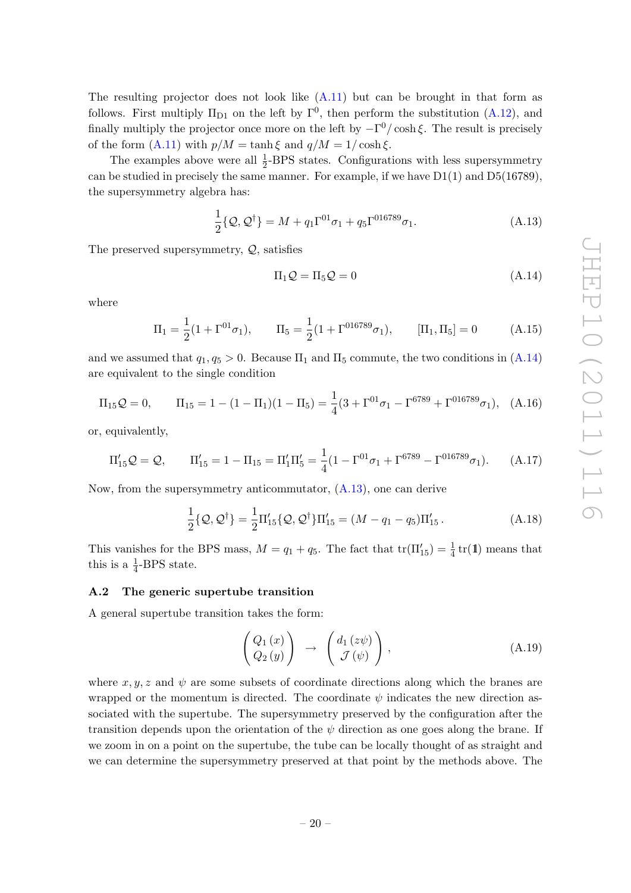The resulting projector does not look like (A.11) but can be brought in that form as follows. First multiply $\Pi_{\rm D1}$ on the left by $\Gamma^0$, then perform the substitution (A.12), and finally multiply the projector once more on the left by $-\Gamma^0/\cosh\xi$. The result is precisely of the form (A.11) with $p/M = \tanh\xi$ and $q/M = 1/\cosh\xi$.

The examples above were all $\frac{1}{2}$-BPS states. Configurations with less supersymmetry can be studied in precisely the same manner. For example, if we have D1(1) and D5(16789), the supersymmetry algebra has:

$$\frac{1}{2}\{\mathcal{Q},\mathcal{Q}^\dagger\} = M + q_1\Gamma^{01}\sigma_1 + q_5\Gamma^{016789}\sigma_1. \tag{A.13}$$

The preserved supersymmetry, $\mathcal{Q}$, satisfies

$$\Pi_1\mathcal{Q} = \Pi_5\mathcal{Q} = 0 \tag{A.14}$$

where

$$\Pi_1 = \frac{1}{2}(1+\Gamma^{01}\sigma_1), \qquad \Pi_5 = \frac{1}{2}(1+\Gamma^{016789}\sigma_1), \qquad [\Pi_1,\Pi_5]=0 \tag{A.15}$$

and we assumed that $q_1, q_5 > 0$. Because $\Pi_1$ and $\Pi_5$ commute, the two conditions in (A.14) are equivalent to the single condition

$$\Pi_{15}\mathcal{Q} = 0, \qquad \Pi_{15} = 1-(1-\Pi_1)(1-\Pi_5) = \frac{1}{4}(3+\Gamma^{01}\sigma_1 - \Gamma^{6789} + \Gamma^{016789}\sigma_1), \tag{A.16}$$

or, equivalently,

$$\Pi'_{15}\mathcal{Q} = \mathcal{Q}, \qquad \Pi'_{15} = 1-\Pi_{15} = \Pi'_1\Pi'_5 = \frac{1}{4}(1-\Gamma^{01}\sigma_1 + \Gamma^{6789} - \Gamma^{016789}\sigma_1). \tag{A.17}$$

Now, from the supersymmetry anticommutator, (A.13), one can derive

$$\frac{1}{2}\{\mathcal{Q},\mathcal{Q}^\dagger\} = \frac{1}{2}\Pi'_{15}\{\mathcal{Q},\mathcal{Q}^\dagger\}\Pi'_{15} = (M-q_1-q_5)\Pi'_{15}\,. \tag{A.18}$$

This vanishes for the BPS mass, $M = q_1+q_5$. The fact that $\mathrm{tr}(\Pi'_{15}) = \frac{1}{4}\,\mathrm{tr}(\mathbb{1})$ means that this is a $\frac{1}{4}$-BPS state.

### A.2 The generic supertube transition

A general supertube transition takes the form:

$$\begin{pmatrix} Q_1\,(x) \\ Q_2\,(y) \end{pmatrix} \;\to\; \begin{pmatrix} d_1\,(z\psi) \\ \mathcal{J}\,(\psi) \end{pmatrix}, \tag{A.19}$$

where $x, y, z$ and $\psi$ are some subsets of coordinate directions along which the branes are wrapped or the momentum is directed. The coordinate $\psi$ indicates the new direction associated with the supertube. The supersymmetry preserved by the configuration after the transition depends upon the orientation of the $\psi$ direction as one goes along the brane. If we zoom in on a point on the supertube, the tube can be locally thought of as straight and we can determine the supersymmetry preserved at that point by the methods above. The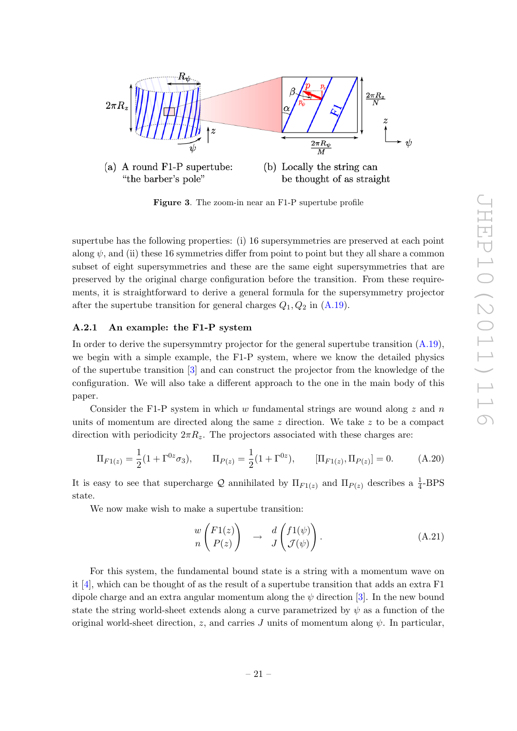(a) A round F1-P supertube: "the barber's pole"

(b) Locally the string can be thought of as straight

**Figure 3**. The zoom-in near an F1-P supertube profile

supertube has the following properties: (i) 16 supersymmetries are preserved at each point along $\psi$, and (ii) these 16 symmetries differ from point to point but they all share a common subset of eight supersymmetries and these are the same eight supersymmetries that are preserved by the original charge configuration before the transition. From these requirements, it is straightforward to derive a general formula for the supersymmetry projector after the supertube transition for general charges $Q_1, Q_2$ in (A.19).

### A.2.1 An example: the F1-P system

In order to derive the supersymmtry projector for the general supertube transition (A.19), we begin with a simple example, the F1-P system, where we know the detailed physics of the supertube transition [3] and can construct the projector from the knowledge of the configuration. We will also take a different approach to the one in the main body of this paper.

Consider the F1-P system in which $w$ fundamental strings are wound along $z$ and $n$ units of momentum are directed along the same $z$ direction. We take $z$ to be a compact direction with periodicity $2\pi R_z$. The projectors associated with these charges are:

$$\Pi_{F1(z)} = \frac{1}{2}(1 + \Gamma^{0z}\sigma_3), \qquad \Pi_{P(z)} = \frac{1}{2}(1 + \Gamma^{0z}), \qquad [\Pi_{F1(z)}, \Pi_{P(z)}] = 0. \tag{A.20}$$

It is easy to see that supercharge $\mathcal{Q}$ annihilated by $\Pi_{F1(z)}$ and $\Pi_{P(z)}$ describes a $\frac{1}{4}$-BPS state.

We now make wish to make a supertube transition:

$$\begin{matrix} w \\ n \end{matrix} \begin{pmatrix} F1(z) \\ P(z) \end{pmatrix} \quad \to \quad \begin{matrix} d \\ J \end{matrix} \begin{pmatrix} f1(\psi) \\ \mathcal{J}(\psi) \end{pmatrix}. \tag{A.21}$$

For this system, the fundamental bound state is a string with a momentum wave on it [4], which can be thought of as the result of a supertube transition that adds an extra F1 dipole charge and an extra angular momentum along the $\psi$ direction [3]. In the new bound state the string world-sheet extends along a curve parametrized by $\psi$ as a function of the original world-sheet direction, $z$, and carries $J$ units of momentum along $\psi$. In particular,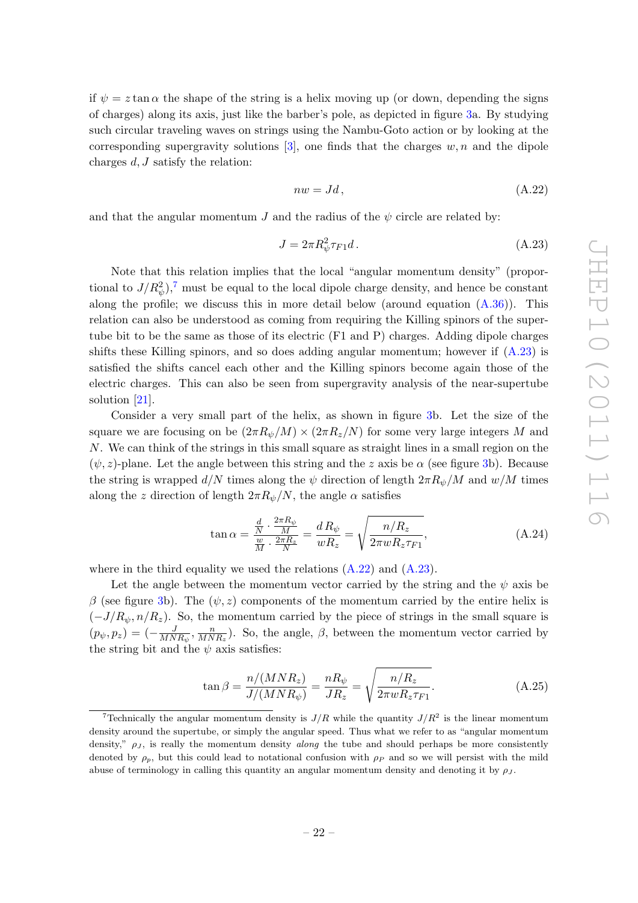if $\psi = z \tan\alpha$ the shape of the string is a helix moving up (or down, depending the signs of charges) along its axis, just like the barber's pole, as depicted in figure 3a. By studying such circular traveling waves on strings using the Nambu-Goto action or by looking at the corresponding supergravity solutions [3], one finds that the charges $w, n$ and the dipole charges $d, J$ satisfy the relation:

$$nw = Jd\,, \tag{A.22}$$

and that the angular momentum $J$ and the radius of the $\psi$ circle are related by:

$$J = 2\pi R_\psi^2 \tau_{F1} d\,. \tag{A.23}$$

Note that this relation implies that the local "angular momentum density" (proportional to $J/R_\psi^2$),[7] must be equal to the local dipole charge density, and hence be constant along the profile; we discuss this in more detail below (around equation (A.36)). This relation can also be understood as coming from requiring the Killing spinors of the supertube bit to be the same as those of its electric (F1 and P) charges. Adding dipole charges shifts these Killing spinors, and so does adding angular momentum; however if (A.23) is satisfied the shifts cancel each other and the Killing spinors become again those of the electric charges. This can also be seen from supergravity analysis of the near-supertube solution [21].

Consider a very small part of the helix, as shown in figure 3b. Let the size of the square we are focusing on be $(2\pi R_\psi/M) \times (2\pi R_z/N)$ for some very large integers $M$ and $N$. We can think of the strings in this small square as straight lines in a small region on the $(\psi, z)$-plane. Let the angle between this string and the $z$ axis be $\alpha$ (see figure 3b). Because the string is wrapped $d/N$ times along the $\psi$ direction of length $2\pi R_\psi/M$ and $w/M$ times along the $z$ direction of length $2\pi R_\psi/N$, the angle $\alpha$ satisfies

$$\tan\alpha = \frac{\frac{d}{N}\cdot\frac{2\pi R_\psi}{M}}{\frac{w}{M}\cdot\frac{2\pi R_z}{N}} = \frac{d\,R_\psi}{wR_z} = \sqrt{\frac{n/R_z}{2\pi w R_z \tau_{F1}}}, \tag{A.24}$$

where in the third equality we used the relations (A.22) and (A.23).

Let the angle between the momentum vector carried by the string and the $\psi$ axis be $\beta$ (see figure 3b). The $(\psi, z)$ components of the momentum carried by the entire helix is $(-J/R_\psi, n/R_z)$. So, the momentum carried by the piece of strings in the small square is $(p_\psi, p_z) = (-\frac{J}{MNR_\psi}, \frac{n}{MNR_z})$. So, the angle, $\beta$, between the momentum vector carried by the string bit and the $\psi$ axis satisfies:

$$\tan\beta = \frac{n/(MNR_z)}{J/(MNR_\psi)} = \frac{nR_\psi}{JR_z} = \sqrt{\frac{n/R_z}{2\pi w R_z \tau_{F1}}}. \tag{A.25}$$

[7] Technically the angular momentum density is $J/R$ while the quantity $J/R^2$ is the linear momentum density around the supertube, or simply the angular speed. Thus what we refer to as "angular momentum density," $\rho_J$, is really the momentum density *along* the tube and should perhaps be more consistently denoted by $\rho_p$, but this could lead to notational confusion with $\rho_P$ and so we will persist with the mild abuse of terminology in calling this quantity an angular momentum density and denoting it by $\rho_J$.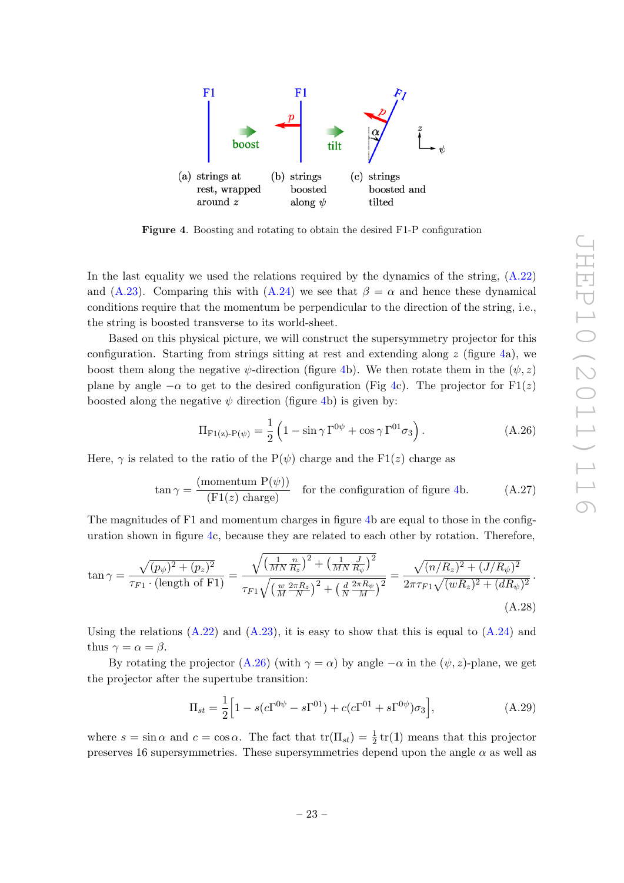Figure 4. Boosting and rotating to obtain the desired F1-P configuration

In the last equality we used the relations required by the dynamics of the string, (A.22) and (A.23). Comparing this with (A.24) we see that $\beta = \alpha$ and hence these dynamical conditions require that the momentum be perpendicular to the direction of the string, i.e., the string is boosted transverse to its world-sheet.

Based on this physical picture, we will construct the supersymmetry projector for this configuration. Starting from strings sitting at rest and extending along $z$ (figure 4a), we boost them along the negative $\psi$-direction (figure 4b). We then rotate them in the $(\psi, z)$ plane by angle $-\alpha$ to get to the desired configuration (Fig 4c). The projector for F1$(z)$ boosted along the negative $\psi$ direction (figure 4b) is given by:

$$\Pi_{\mathrm{F1}(z)\text{-}\mathrm{P}(\psi)} = \frac{1}{2}\left(1 - \sin\gamma\, \Gamma^{0\psi} + \cos\gamma\, \Gamma^{01}\sigma_3\right). \tag{A.26}$$

Here, $\gamma$ is related to the ratio of the P$(\psi)$ charge and the F1$(z)$ charge as

$$\tan\gamma = \frac{(\text{momentum P}(\psi))}{(\text{F1}(z)\text{ charge})} \quad \text{for the configuration of figure 4b.} \tag{A.27}$$

The magnitudes of F1 and momentum charges in figure 4b are equal to those in the configuration shown in figure 4c, because they are related to each other by rotation. Therefore,

$$\tan\gamma = \frac{\sqrt{(p_\psi)^2 + (p_z)^2}}{\tau_{F1}\cdot(\text{length of F1})} = \frac{\sqrt{\left(\frac{1}{MN}\frac{n}{R_z}\right)^2 + \left(\frac{1}{MN}\frac{J}{R_\psi}\right)^2}}{\tau_{F1}\sqrt{\left(\frac{w}{M}\frac{2\pi R_z}{N}\right)^2 + \left(\frac{d}{N}\frac{2\pi R_\psi}{M}\right)^2}} = \frac{\sqrt{(n/R_z)^2 + (J/R_\psi)^2}}{2\pi\tau_{F1}\sqrt{(wR_z)^2 + (dR_\psi)^2}}. \tag{A.28}$$

Using the relations (A.22) and (A.23), it is easy to show that this is equal to (A.24) and thus $\gamma = \alpha = \beta$.

By rotating the projector (A.26) (with $\gamma = \alpha$) by angle $-\alpha$ in the $(\psi, z)$-plane, we get the projector after the supertube transition:

$$\Pi_{st} = \frac{1}{2}\Big[1 - s(c\Gamma^{0\psi} - s\Gamma^{01}) + c(c\Gamma^{01} + s\Gamma^{0\psi})\sigma_3\Big], \tag{A.29}$$

where $s = \sin\alpha$ and $c = \cos\alpha$. The fact that $\mathrm{tr}(\Pi_{st}) = \frac{1}{2}\mathrm{tr}(\mathbb{1})$ means that this projector preserves 16 supersymmetries. These supersymmetries depend upon the angle $\alpha$ as well as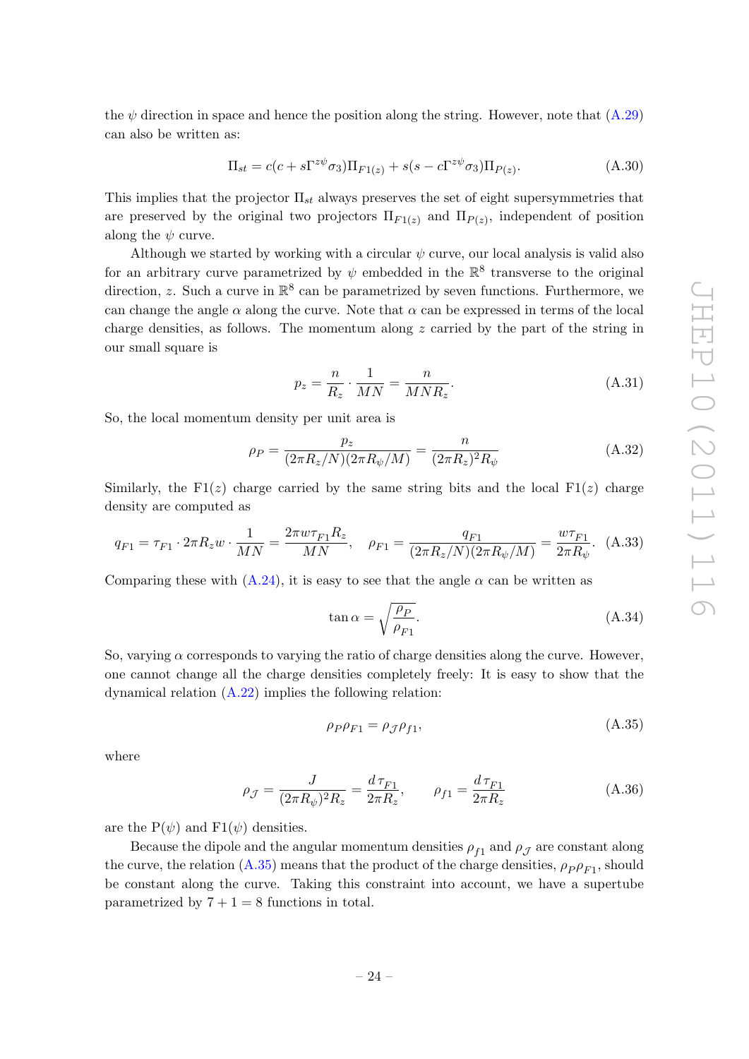the $\psi$ direction in space and hence the position along the string. However, note that (A.29) can also be written as:

$$\Pi_{st} = c(c + s\Gamma^{z\psi}\sigma_3)\Pi_{F1(z)} + s(s - c\Gamma^{z\psi}\sigma_3)\Pi_{P(z)}. \tag{A.30}$$

This implies that the projector $\Pi_{st}$ always preserves the set of eight supersymmetries that are preserved by the original two projectors $\Pi_{F1(z)}$ and $\Pi_{P(z)}$, independent of position along the $\psi$ curve.

Although we started by working with a circular $\psi$ curve, our local analysis is valid also for an arbitrary curve parametrized by $\psi$ embedded in the $\mathbb{R}^8$ transverse to the original direction, $z$. Such a curve in $\mathbb{R}^8$ can be parametrized by seven functions. Furthermore, we can change the angle $\alpha$ along the curve. Note that $\alpha$ can be expressed in terms of the local charge densities, as follows. The momentum along $z$ carried by the part of the string in our small square is

$$p_z = \frac{n}{R_z} \cdot \frac{1}{MN} = \frac{n}{MNR_z}. \tag{A.31}$$

So, the local momentum density per unit area is

$$\rho_P = \frac{p_z}{(2\pi R_z/N)(2\pi R_\psi/M)} = \frac{n}{(2\pi R_z)^2 R_\psi} \tag{A.32}$$

Similarly, the F1$(z)$ charge carried by the same string bits and the local F1$(z)$ charge density are computed as

$$q_{F1} = \tau_{F1} \cdot 2\pi R_z w \cdot \frac{1}{MN} = \frac{2\pi w \tau_{F1} R_z}{MN}, \quad \rho_{F1} = \frac{q_{F1}}{(2\pi R_z/N)(2\pi R_\psi/M)} = \frac{w\tau_{F1}}{2\pi R_\psi}. \tag{A.33}$$

Comparing these with (A.24), it is easy to see that the angle $\alpha$ can be written as

$$\tan\alpha = \sqrt{\frac{\rho_P}{\rho_{F1}}}. \tag{A.34}$$

So, varying $\alpha$ corresponds to varying the ratio of charge densities along the curve. However, one cannot change all the charge densities completely freely: It is easy to show that the dynamical relation (A.22) implies the following relation:

$$\rho_P \rho_{F1} = \rho_{\mathcal{J}} \rho_{f1}, \tag{A.35}$$

where

$$\rho_{\mathcal{J}} = \frac{J}{(2\pi R_\psi)^2 R_z} = \frac{d\,\tau_{F1}}{2\pi R_z}, \qquad \rho_{f1} = \frac{d\,\tau_{F1}}{2\pi R_z} \tag{A.36}$$

are the P$(\psi)$ and F1$(\psi)$ densities.

Because the dipole and the angular momentum densities $\rho_{f1}$ and $\rho_{\mathcal{J}}$ are constant along the curve, the relation (A.35) means that the product of the charge densities, $\rho_P\rho_{F1}$, should be constant along the curve. Taking this constraint into account, we have a supertube parametrized by $7 + 1 = 8$ functions in total.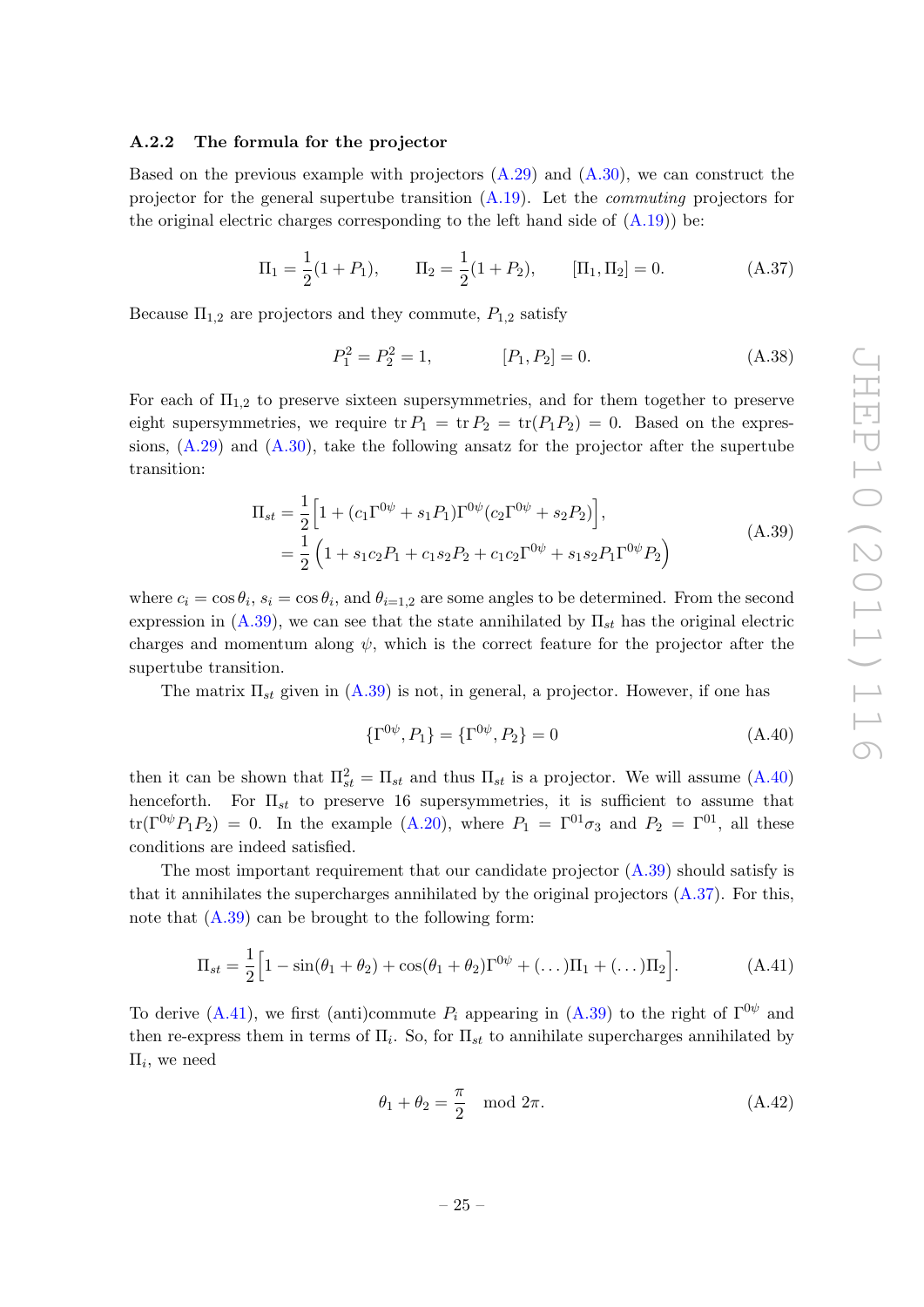### A.2.2 The formula for the projector

Based on the previous example with projectors (A.29) and (A.30), we can construct the projector for the general supertube transition (A.19). Let the *commuting* projectors for the original electric charges corresponding to the left hand side of (A.19)) be:

$$\Pi_1 = \frac{1}{2}(1 + P_1), \qquad \Pi_2 = \frac{1}{2}(1 + P_2), \qquad [\Pi_1, \Pi_2] = 0. \tag{A.37}$$

Because $\Pi_{1,2}$ are projectors and they commute, $P_{1,2}$ satisfy

$$P_1^2 = P_2^2 = 1, \qquad\qquad [P_1, P_2] = 0. \tag{A.38}$$

For each of $\Pi_{1,2}$ to preserve sixteen supersymmetries, and for them together to preserve eight supersymmetries, we require $\operatorname{tr} P_1 = \operatorname{tr} P_2 = \operatorname{tr}(P_1 P_2) = 0$. Based on the expressions, (A.29) and (A.30), take the following ansatz for the projector after the supertube transition:

$$\begin{aligned}\Pi_{st} &= \frac{1}{2}\Big[1 + (c_1\Gamma^{0\psi} + s_1 P_1)\Gamma^{0\psi}(c_2\Gamma^{0\psi} + s_2 P_2)\Big],\\ &= \frac{1}{2}\Big(1 + s_1 c_2 P_1 + c_1 s_2 P_2 + c_1 c_2 \Gamma^{0\psi} + s_1 s_2 P_1 \Gamma^{0\psi} P_2\Big)\end{aligned} \tag{A.39}$$

where $c_i = \cos\theta_i$, $s_i = \cos\theta_i$, and $\theta_{i=1,2}$ are some angles to be determined. From the second expression in (A.39), we can see that the state annihilated by $\Pi_{st}$ has the original electric charges and momentum along $\psi$, which is the correct feature for the projector after the supertube transition.

The matrix $\Pi_{st}$ given in (A.39) is not, in general, a projector. However, if one has

$$\{\Gamma^{0\psi}, P_1\} = \{\Gamma^{0\psi}, P_2\} = 0 \tag{A.40}$$

then it can be shown that $\Pi_{st}^2 = \Pi_{st}$ and thus $\Pi_{st}$ is a projector. We will assume (A.40) henceforth. For $\Pi_{st}$ to preserve 16 supersymmetries, it is sufficient to assume that $\operatorname{tr}(\Gamma^{0\psi} P_1 P_2) = 0$. In the example (A.20), where $P_1 = \Gamma^{01}\sigma_3$ and $P_2 = \Gamma^{01}$, all these conditions are indeed satisfied.

The most important requirement that our candidate projector (A.39) should satisfy is that it annihilates the supercharges annihilated by the original projectors (A.37). For this, note that (A.39) can be brought to the following form:

$$\Pi_{st} = \frac{1}{2}\Big[1 - \sin(\theta_1 + \theta_2) + \cos(\theta_1 + \theta_2)\Gamma^{0\psi} + (\dots)\Pi_1 + (\dots)\Pi_2\Big]. \tag{A.41}$$

To derive (A.41), we first (anti)commute $P_i$ appearing in (A.39) to the right of $\Gamma^{0\psi}$ and then re-express them in terms of $\Pi_i$. So, for $\Pi_{st}$ to annihilate supercharges annihilated by $\Pi_i$, we need

$$\theta_1 + \theta_2 = \frac{\pi}{2} \mod 2\pi. \tag{A.42}$$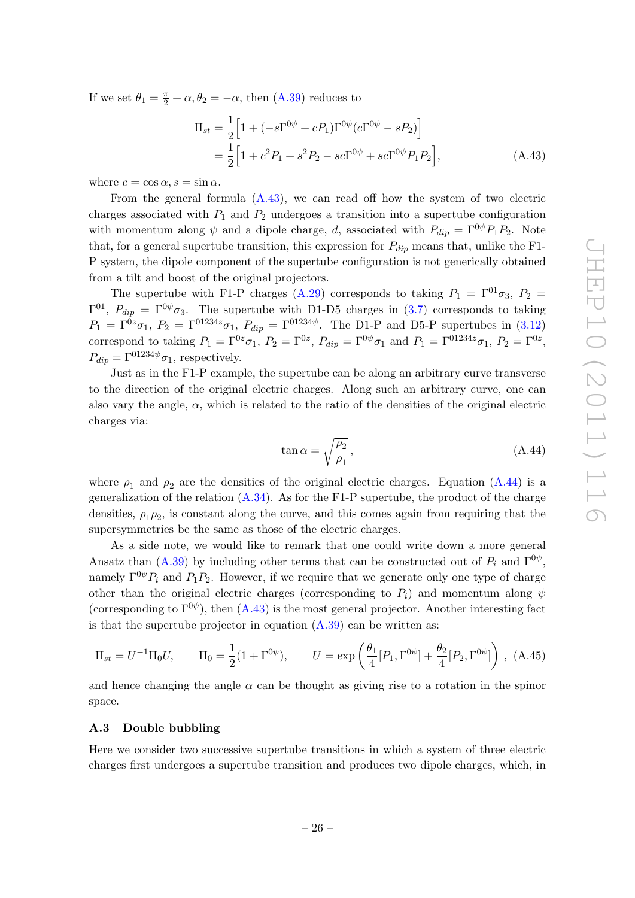If we set $\theta_1 = \frac{\pi}{2} + \alpha, \theta_2 = -\alpha$, then (A.39) reduces to

$$\Pi_{st} = \frac{1}{2}\Big[1 + (-s\Gamma^{0\psi} + cP_1)\Gamma^{0\psi}(c\Gamma^{0\psi} - sP_2)\Big]$$
$$= \frac{1}{2}\Big[1 + c^2 P_1 + s^2 P_2 - sc\Gamma^{0\psi} + sc\Gamma^{0\psi}P_1 P_2\Big], \tag{A.43}$$

where $c = \cos\alpha, s = \sin\alpha$.

From the general formula (A.43), we can read off how the system of two electric charges associated with $P_1$ and $P_2$ undergoes a transition into a supertube configuration with momentum along $\psi$ and a dipole charge, $d$, associated with $P_{dip} = \Gamma^{0\psi}P_1P_2$. Note that, for a general supertube transition, this expression for $P_{dip}$ means that, unlike the F1-P system, the dipole component of the supertube configuration is not generically obtained from a tilt and boost of the original projectors.

The supertube with F1-P charges (A.29) corresponds to taking $P_1 = \Gamma^{01}\sigma_3$, $P_2 = \Gamma^{01}$, $P_{dip} = \Gamma^{0\psi}\sigma_3$. The supertube with D1-D5 charges in (3.7) corresponds to taking $P_1 = \Gamma^{0z}\sigma_1$, $P_2 = \Gamma^{01234z}\sigma_1$, $P_{dip} = \Gamma^{01234\psi}$. The D1-P and D5-P supertubes in (3.12) correspond to taking $P_1 = \Gamma^{0z}\sigma_1$, $P_2 = \Gamma^{0z}$, $P_{dip} = \Gamma^{0\psi}\sigma_1$ and $P_1 = \Gamma^{01234z}\sigma_1$, $P_2 = \Gamma^{0z}$, $P_{dip} = \Gamma^{01234\psi}\sigma_1$, respectively.

Just as in the F1-P example, the supertube can be along an arbitrary curve transverse to the direction of the original electric charges. Along such an arbitrary curve, one can also vary the angle, $\alpha$, which is related to the ratio of the densities of the original electric charges via:

$$\tan\alpha = \sqrt{\frac{\rho_2}{\rho_1}}\,, \tag{A.44}$$

where $\rho_1$ and $\rho_2$ are the densities of the original electric charges. Equation (A.44) is a generalization of the relation (A.34). As for the F1-P supertube, the product of the charge densities, $\rho_1\rho_2$, is constant along the curve, and this comes again from requiring that the supersymmetries be the same as those of the electric charges.

As a side note, we would like to remark that one could write down a more general Ansatz than (A.39) by including other terms that can be constructed out of $P_i$ and $\Gamma^{0\psi}$, namely $\Gamma^{0\psi}P_i$ and $P_1P_2$. However, if we require that we generate only one type of charge other than the original electric charges (corresponding to $P_i$) and momentum along $\psi$ (corresponding to $\Gamma^{0\psi}$), then (A.43) is the most general projector. Another interesting fact is that the supertube projector in equation (A.39) can be written as:

$$\Pi_{st} = U^{-1}\Pi_0 U, \qquad \Pi_0 = \frac{1}{2}(1 + \Gamma^{0\psi}), \qquad U = \exp\left(\frac{\theta_1}{4}[P_1, \Gamma^{0\psi}] + \frac{\theta_2}{4}[P_2, \Gamma^{0\psi}]\right)\,, \tag{A.45}$$

and hence changing the angle $\alpha$ can be thought as giving rise to a rotation in the spinor space.

### A.3 Double bubbling

Here we consider two successive supertube transitions in which a system of three electric charges first undergoes a supertube transition and produces two dipole charges, which, in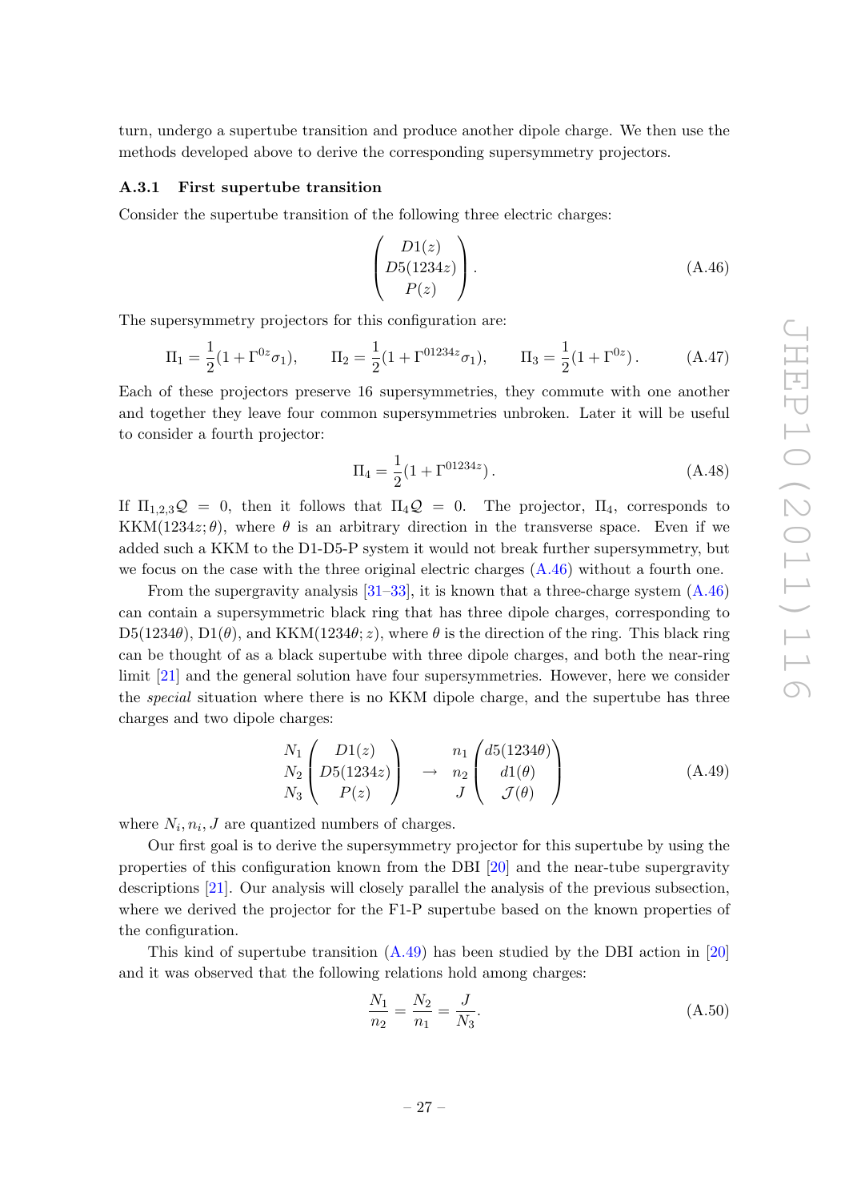turn, undergo a supertube transition and produce another dipole charge. We then use the methods developed above to derive the corresponding supersymmetry projectors.

### A.3.1 First supertube transition

Consider the supertube transition of the following three electric charges:

$$\begin{pmatrix} D1(z) \\ D5(1234z) \\ P(z) \end{pmatrix}. \tag{A.46}$$

The supersymmetry projectors for this configuration are:

$$\Pi_1 = \frac{1}{2}(1 + \Gamma^{0z}\sigma_1), \qquad \Pi_2 = \frac{1}{2}(1 + \Gamma^{01234z}\sigma_1), \qquad \Pi_3 = \frac{1}{2}(1 + \Gamma^{0z}). \tag{A.47}$$

Each of these projectors preserve 16 supersymmetries, they commute with one another and together they leave four common supersymmetries unbroken. Later it will be useful to consider a fourth projector:

$$\Pi_4 = \frac{1}{2}(1 + \Gamma^{01234z}). \tag{A.48}$$

If $\Pi_{1,2,3}\mathcal{Q} = 0$, then it follows that $\Pi_4\mathcal{Q} = 0$. The projector, $\Pi_4$, corresponds to KKM$(1234z;\theta)$, where $\theta$ is an arbitrary direction in the transverse space. Even if we added such a KKM to the D1-D5-P system it would not break further supersymmetry, but we focus on the case with the three original electric charges (A.46) without a fourth one.

From the supergravity analysis [31–33], it is known that a three-charge system (A.46) can contain a supersymmetric black ring that has three dipole charges, corresponding to D5$(1234\theta)$, D1$(\theta)$, and KKM$(1234\theta; z)$, where $\theta$ is the direction of the ring. This black ring can be thought of as a black supertube with three dipole charges, and both the near-ring limit [21] and the general solution have four supersymmetries. However, here we consider the *special* situation where there is no KKM dipole charge, and the supertube has three charges and two dipole charges:

$$\begin{matrix} N_1 \\ N_2 \\ N_3 \end{matrix} \begin{pmatrix} D1(z) \\ D5(1234z) \\ P(z) \end{pmatrix} \quad \rightarrow \quad \begin{matrix} n_1 \\ n_2 \\ J \end{matrix} \begin{pmatrix} d5(1234\theta) \\ d1(\theta) \\ \mathcal{J}(\theta) \end{pmatrix} \tag{A.49}$$

where $N_i, n_i, J$ are quantized numbers of charges.

Our first goal is to derive the supersymmetry projector for this supertube by using the properties of this configuration known from the DBI [20] and the near-tube supergravity descriptions [21]. Our analysis will closely parallel the analysis of the previous subsection, where we derived the projector for the F1-P supertube based on the known properties of the configuration.

This kind of supertube transition (A.49) has been studied by the DBI action in [20] and it was observed that the following relations hold among charges:

$$\frac{N_1}{n_2} = \frac{N_2}{n_1} = \frac{J}{N_3}. \tag{A.50}$$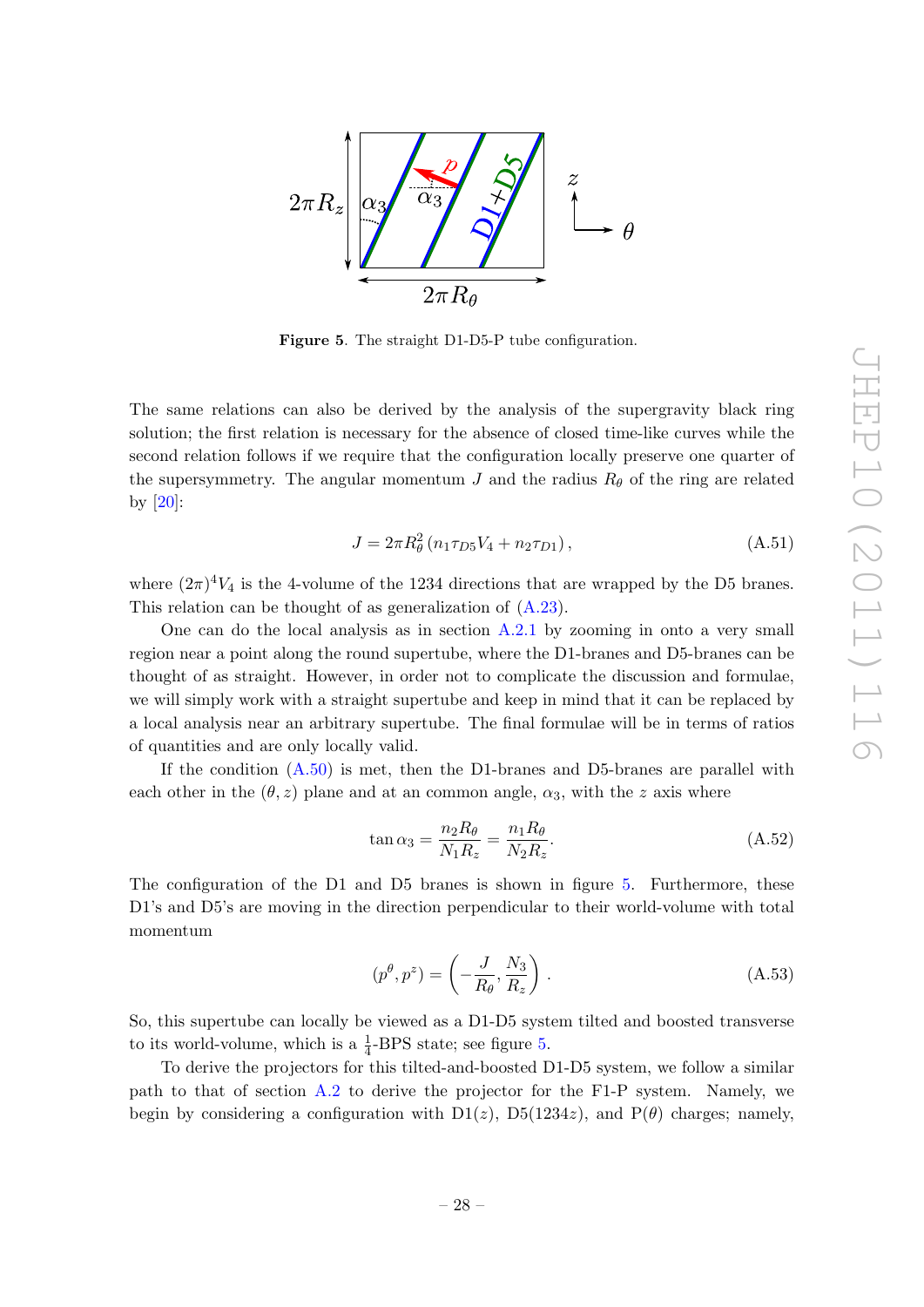**Figure 5**. The straight D1-D5-P tube configuration.

The same relations can also be derived by the analysis of the supergravity black ring solution; the first relation is necessary for the absence of closed time-like curves while the second relation follows if we require that the configuration locally preserve one quarter of the supersymmetry. The angular momentum $J$ and the radius $R_\theta$ of the ring are related by [20]:

$$J = 2\pi R_\theta^2 \left(n_1 \tau_{D5} V_4 + n_2 \tau_{D1}\right), \tag{A.51}$$

where $(2\pi)^4 V_4$ is the 4-volume of the 1234 directions that are wrapped by the D5 branes. This relation can be thought of as generalization of (A.23).

One can do the local analysis as in section A.2.1 by zooming in onto a very small region near a point along the round supertube, where the D1-branes and D5-branes can be thought of as straight. However, in order not to complicate the discussion and formulae, we will simply work with a straight supertube and keep in mind that it can be replaced by a local analysis near an arbitrary supertube. The final formulae will be in terms of ratios of quantities and are only locally valid.

If the condition (A.50) is met, then the D1-branes and D5-branes are parallel with each other in the $(\theta, z)$ plane and at an common angle, $\alpha_3$, with the $z$ axis where

$$\tan\alpha_3 = \frac{n_2 R_\theta}{N_1 R_z} = \frac{n_1 R_\theta}{N_2 R_z}. \tag{A.52}$$

The configuration of the D1 and D5 branes is shown in figure 5. Furthermore, these D1's and D5's are moving in the direction perpendicular to their world-volume with total momentum

$$(p^\theta, p^z) = \left(-\frac{J}{R_\theta}, \frac{N_3}{R_z}\right). \tag{A.53}$$

So, this supertube can locally be viewed as a D1-D5 system tilted and boosted transverse to its world-volume, which is a $\frac{1}{4}$-BPS state; see figure 5.

To derive the projectors for this tilted-and-boosted D1-D5 system, we follow a similar path to that of section A.2 to derive the projector for the F1-P system. Namely, we begin by considering a configuration with D1($z$), D5(1234$z$), and P($\theta$) charges; namely,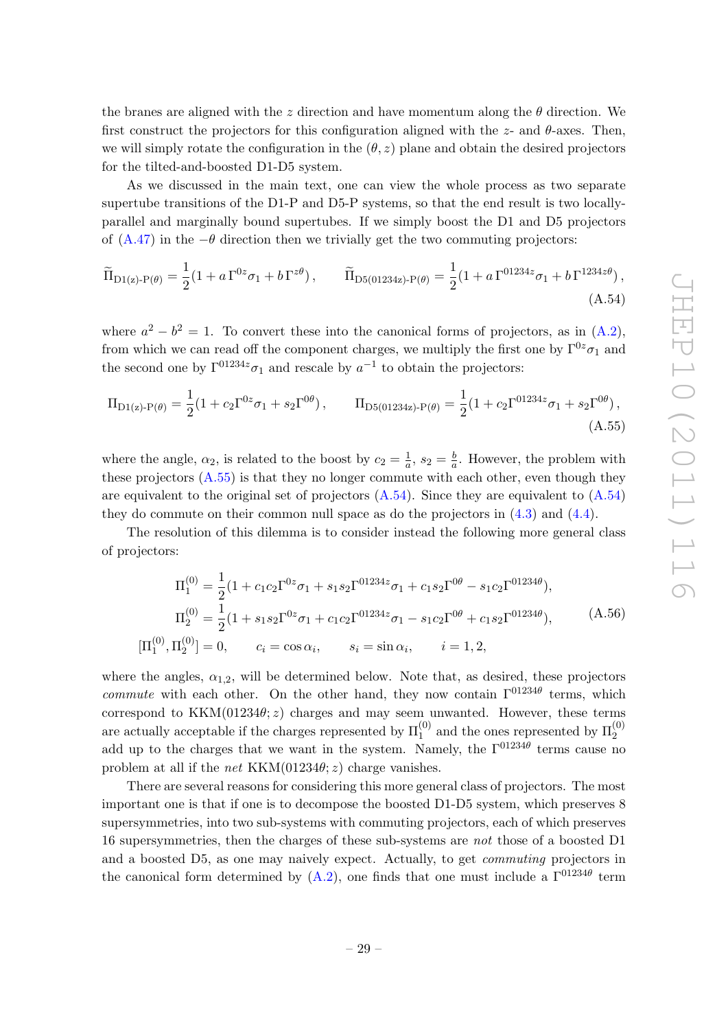the branes are aligned with the $z$ direction and have momentum along the $\theta$ direction. We first construct the projectors for this configuration aligned with the $z$- and $\theta$-axes. Then, we will simply rotate the configuration in the $(\theta, z)$ plane and obtain the desired projectors for the tilted-and-boosted D1-D5 system.

As we discussed in the main text, one can view the whole process as two separate supertube transitions of the D1-P and D5-P systems, so that the end result is two locally-parallel and marginally bound supertubes. If we simply boost the D1 and D5 projectors of (A.47) in the $-\theta$ direction then we trivially get the two commuting projectors:

$$\widetilde{\Pi}_{\text{D1(z)-P}(\theta)} = \frac{1}{2}(1 + a\,\Gamma^{0z}\sigma_1 + b\,\Gamma^{z\theta})\,, \qquad \widetilde{\Pi}_{\text{D5(01234z)-P}(\theta)} = \frac{1}{2}(1 + a\,\Gamma^{01234z}\sigma_1 + b\,\Gamma^{1234z\theta})\,, \tag{A.54}$$

where $a^2 - b^2 = 1$. To convert these into the canonical forms of projectors, as in (A.2), from which we can read off the component charges, we multiply the first one by $\Gamma^{0z}\sigma_1$ and the second one by $\Gamma^{01234z}\sigma_1$ and rescale by $a^{-1}$ to obtain the projectors:

$$\Pi_{\text{D1(z)-P}(\theta)} = \frac{1}{2}(1 + c_2\Gamma^{0z}\sigma_1 + s_2\Gamma^{0\theta})\,, \qquad \Pi_{\text{D5(01234z)-P}(\theta)} = \frac{1}{2}(1 + c_2\Gamma^{01234z}\sigma_1 + s_2\Gamma^{0\theta})\,, \tag{A.55}$$

where the angle, $\alpha_2$, is related to the boost by $c_2 = \frac{1}{a}$, $s_2 = \frac{b}{a}$. However, the problem with these projectors (A.55) is that they no longer commute with each other, even though they are equivalent to the original set of projectors (A.54). Since they are equivalent to (A.54) they do commute on their common null space as do the projectors in (4.3) and (4.4).

The resolution of this dilemma is to consider instead the following more general class of projectors:

$$\begin{aligned}
\Pi_1^{(0)} &= \frac{1}{2}(1 + c_1c_2\Gamma^{0z}\sigma_1 + s_1s_2\Gamma^{01234z}\sigma_1 + c_1s_2\Gamma^{0\theta} - s_1c_2\Gamma^{01234\theta}),\\
\Pi_2^{(0)} &= \frac{1}{2}(1 + s_1s_2\Gamma^{0z}\sigma_1 + c_1c_2\Gamma^{01234z}\sigma_1 - s_1c_2\Gamma^{0\theta} + c_1s_2\Gamma^{01234\theta}),\\
[\Pi_1^{(0)}, \Pi_2^{(0)}] &= 0, \qquad c_i = \cos\alpha_i, \qquad s_i = \sin\alpha_i, \qquad i = 1, 2,
\end{aligned} \tag{A.56}$$

where the angles, $\alpha_{1,2}$, will be determined below. Note that, as desired, these projectors *commute* with each other. On the other hand, they now contain $\Gamma^{01234\theta}$ terms, which correspond to KKM$(01234\theta; z)$ charges and may seem unwanted. However, these terms are actually acceptable if the charges represented by $\Pi_1^{(0)}$ and the ones represented by $\Pi_2^{(0)}$ add up to the charges that we want in the system. Namely, the $\Gamma^{01234\theta}$ terms cause no problem at all if the *net* KKM$(01234\theta; z)$ charge vanishes.

There are several reasons for considering this more general class of projectors. The most important one is that if one is to decompose the boosted D1-D5 system, which preserves 8 supersymmetries, into two sub-systems with commuting projectors, each of which preserves 16 supersymmetries, then the charges of these sub-systems are *not* those of a boosted D1 and a boosted D5, as one may naively expect. Actually, to get *commuting* projectors in the canonical form determined by (A.2), one finds that one must include a $\Gamma^{01234\theta}$ term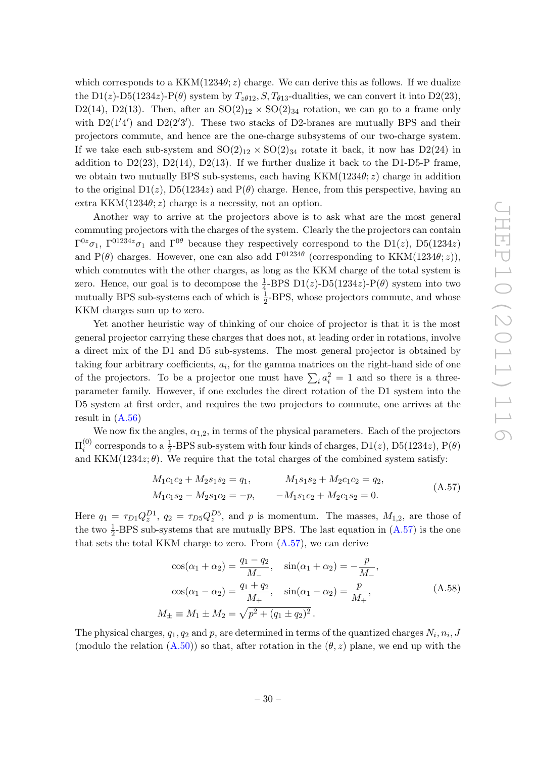which corresponds to a KKM$(1234\theta; z)$ charge. We can derive this as follows. If we dualize the D1$(z)$-D5$(1234z)$-P$(\theta)$ system by $T_{z\theta12}, S, T_{\theta13}$-dualities, we can convert it into D2(23), D2(14), D2(13). Then, after an $\mathrm{SO}(2)_{12} \times \mathrm{SO}(2)_{34}$ rotation, we can go to a frame only with D2$(1'4')$ and D2$(2'3')$. These two stacks of D2-branes are mutually BPS and their projectors commute, and hence are the one-charge subsystems of our two-charge system. If we take each sub-system and $\mathrm{SO}(2)_{12} \times \mathrm{SO}(2)_{34}$ rotate it back, it now has D2(24) in addition to D2(23), D2(14), D2(13). If we further dualize it back to the D1-D5-P frame, we obtain two mutually BPS sub-systems, each having KKM$(1234\theta; z)$ charge in addition to the original D1$(z)$, D5$(1234z)$ and P$(\theta)$ charge. Hence, from this perspective, having an extra KKM$(1234\theta; z)$ charge is a necessity, not an option.

Another way to arrive at the projectors above is to ask what are the most general commuting projectors with the charges of the system. Clearly the the projectors can contain $\Gamma^{0z}\sigma_1$, $\Gamma^{01234z}\sigma_1$ and $\Gamma^{0\theta}$ because they respectively correspond to the D1$(z)$, D5$(1234z)$ and P$(\theta)$ charges. However, one can also add $\Gamma^{01234\theta}$ (corresponding to KKM$(1234\theta; z)$), which commutes with the other charges, as long as the KKM charge of the total system is zero. Hence, our goal is to decompose the $\frac{1}{4}$-BPS D1$(z)$-D5$(1234z)$-P$(\theta)$ system into two mutually BPS sub-systems each of which is $\frac{1}{2}$-BPS, whose projectors commute, and whose KKM charges sum up to zero.

Yet another heuristic way of thinking of our choice of projector is that it is the most general projector carrying these charges that does not, at leading order in rotations, involve a direct mix of the D1 and D5 sub-systems. The most general projector is obtained by taking four arbitrary coefficients, $a_i$, for the gamma matrices on the right-hand side of one of the projectors. To be a projector one must have $\sum_i a_i^2 = 1$ and so there is a three-parameter family. However, if one excludes the direct rotation of the D1 system into the D5 system at first order, and requires the two projectors to commute, one arrives at the result in (A.56)

We now fix the angles, $\alpha_{1,2}$, in terms of the physical parameters. Each of the projectors $\Pi_i^{(0)}$ corresponds to a $\frac{1}{2}$-BPS sub-system with four kinds of charges, D1$(z)$, D5$(1234z)$, P$(\theta)$ and KKM$(1234z; \theta)$. We require that the total charges of the combined system satisfy:

$$
\begin{aligned}
M_1 c_1 c_2 + M_2 s_1 s_2 &= q_1, \qquad & M_1 s_1 s_2 + M_2 c_1 c_2 &= q_2, \\
M_1 c_1 s_2 - M_2 s_1 c_2 &= -p, \qquad & -M_1 s_1 c_2 + M_2 c_1 s_2 &= 0.
\end{aligned}
\tag{A.57}
$$

Here $q_1 = \tau_{D1} Q_z^{D1}$, $q_2 = \tau_{D5} Q_z^{D5}$, and $p$ is momentum. The masses, $M_{1,2}$, are those of the two $\frac{1}{2}$-BPS sub-systems that are mutually BPS. The last equation in (A.57) is the one that sets the total KKM charge to zero. From (A.57), we can derive

$$
\begin{aligned}
\cos(\alpha_1 + \alpha_2) &= \frac{q_1 - q_2}{M_-}, \quad \sin(\alpha_1 + \alpha_2) = -\frac{p}{M_-}, \\
\cos(\alpha_1 - \alpha_2) &= \frac{q_1 + q_2}{M_+}, \quad \sin(\alpha_1 - \alpha_2) = \frac{p}{M_+}, \\
M_\pm \equiv M_1 \pm M_2 &= \sqrt{p^2 + (q_1 \pm q_2)^2}\,.
\end{aligned}
\tag{A.58}
$$

The physical charges, $q_1, q_2$ and $p$, are determined in terms of the quantized charges $N_i, n_i, J$ (modulo the relation (A.50)) so that, after rotation in the $(\theta, z)$ plane, we end up with the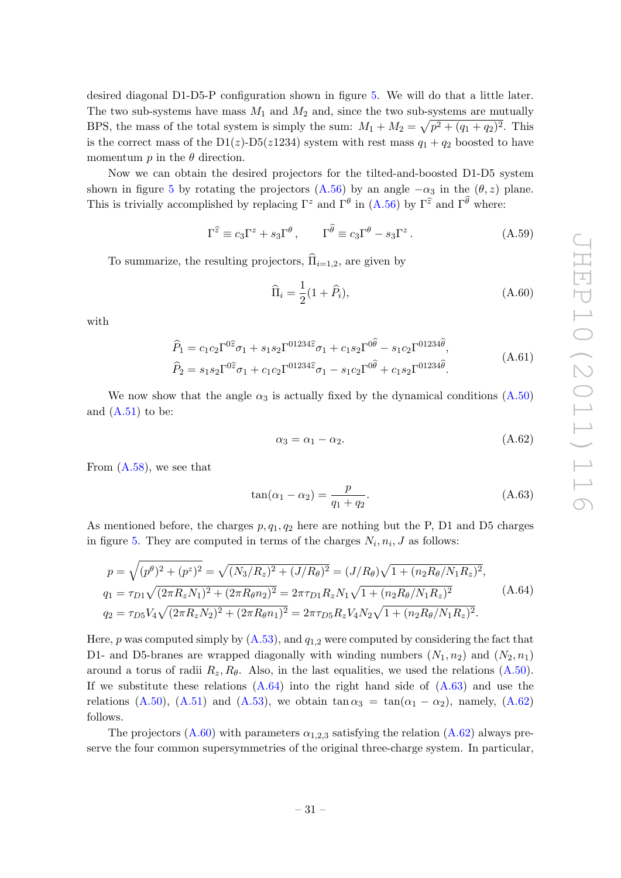desired diagonal D1-D5-P configuration shown in figure 5. We will do that a little later. The two sub-systems have mass $M_1$ and $M_2$ and, since the two sub-systems are mutually BPS, the mass of the total system is simply the sum: $M_1 + M_2 = \sqrt{p^2 + (q_1 + q_2)^2}$. This is the correct mass of the D1($z$)-D5($z1234$) system with rest mass $q_1 + q_2$ boosted to have momentum $p$ in the $\theta$ direction.

Now we can obtain the desired projectors for the tilted-and-boosted D1-D5 system shown in figure 5 by rotating the projectors (A.56) by an angle $-\alpha_3$ in the $(\theta, z)$ plane. This is trivially accomplished by replacing $\Gamma^z$ and $\Gamma^\theta$ in (A.56) by $\Gamma^{\widehat{z}}$ and $\Gamma^{\widehat{\theta}}$ where:

$$\Gamma^{\widehat{z}} \equiv c_3 \Gamma^z + s_3 \Gamma^\theta \,, \qquad \Gamma^{\widehat{\theta}} \equiv c_3 \Gamma^\theta - s_3 \Gamma^z \,. \tag{A.59}$$

To summarize, the resulting projectors, $\widehat{\Pi}_{i=1,2}$, are given by

$$\widehat{\Pi}_i = \frac{1}{2}(1 + \widehat{P}_i), \tag{A.60}$$

with

$$\begin{aligned} \widehat{P}_1 &= c_1 c_2 \Gamma^{0\widehat{z}} \sigma_1 + s_1 s_2 \Gamma^{01234\widehat{z}} \sigma_1 + c_1 s_2 \Gamma^{0\widehat{\theta}} - s_1 c_2 \Gamma^{01234\widehat{\theta}}, \\ \widehat{P}_2 &= s_1 s_2 \Gamma^{0\widehat{z}} \sigma_1 + c_1 c_2 \Gamma^{01234\widehat{z}} \sigma_1 - s_1 c_2 \Gamma^{0\widehat{\theta}} + c_1 s_2 \Gamma^{01234\widehat{\theta}}. \end{aligned} \tag{A.61}$$

We now show that the angle $\alpha_3$ is actually fixed by the dynamical conditions (A.50) and (A.51) to be:

$$\alpha_3 = \alpha_1 - \alpha_2. \tag{A.62}$$

From (A.58), we see that

$$\tan(\alpha_1 - \alpha_2) = \frac{p}{q_1 + q_2}. \tag{A.63}$$

As mentioned before, the charges $p, q_1, q_2$ here are nothing but the P, D1 and D5 charges in figure 5. They are computed in terms of the charges $N_i, n_i, J$ as follows:

$$\begin{aligned} p &= \sqrt{(p^\theta)^2 + (p^z)^2} = \sqrt{(N_3/R_z)^2 + (J/R_\theta)^2} = (J/R_\theta)\sqrt{1 + (n_2 R_\theta / N_1 R_z)^2}, \\ q_1 &= \tau_{D1} \sqrt{(2\pi R_z N_1)^2 + (2\pi R_\theta n_2)^2} = 2\pi \tau_{D1} R_z N_1 \sqrt{1 + (n_2 R_\theta / N_1 R_z)^2} \\ q_2 &= \tau_{D5} V_4 \sqrt{(2\pi R_z N_2)^2 + (2\pi R_\theta n_1)^2} = 2\pi \tau_{D5} R_z V_4 N_2 \sqrt{1 + (n_2 R_\theta / N_1 R_z)^2}. \end{aligned} \tag{A.64}$$

Here, $p$ was computed simply by (A.53), and $q_{1,2}$ were computed by considering the fact that D1- and D5-branes are wrapped diagonally with winding numbers $(N_1, n_2)$ and $(N_2, n_1)$ around a torus of radii $R_z, R_\theta$. Also, in the last equalities, we used the relations (A.50). If we substitute these relations (A.64) into the right hand side of (A.63) and use the relations (A.50), (A.51) and (A.53), we obtain $\tan \alpha_3 = \tan(\alpha_1 - \alpha_2)$, namely, (A.62) follows.

The projectors (A.60) with parameters $\alpha_{1,2,3}$ satisfying the relation (A.62) always preserve the four common supersymmetries of the original three-charge system. In particular,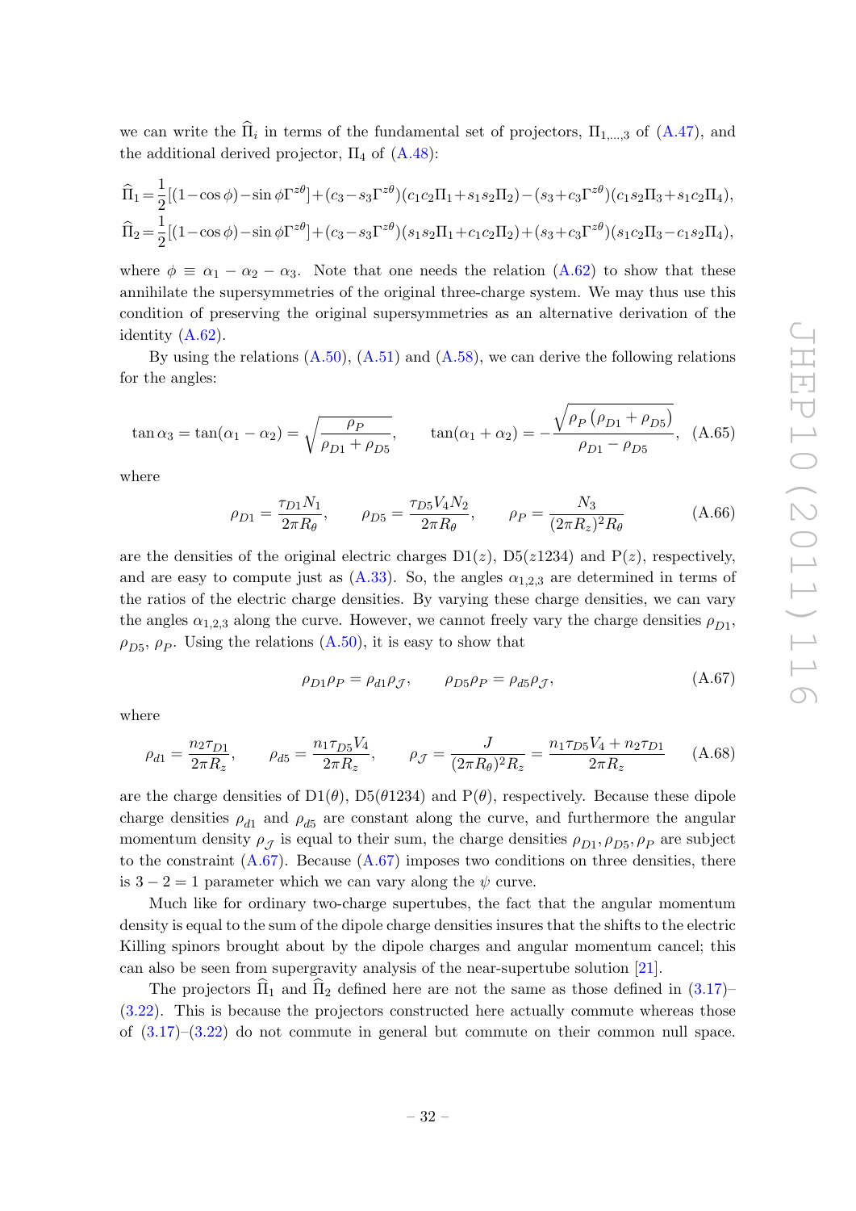we can write the $\widehat{\Pi}_i$ in terms of the fundamental set of projectors, $\Pi_{1,\ldots,3}$ of (A.47), and the additional derived projector, $\Pi_4$ of (A.48):

$$\widehat{\Pi}_1 = \frac{1}{2}[(1-\cos\phi)-\sin\phi\Gamma^{z\theta}]+(c_3-s_3\Gamma^{z\theta})(c_1c_2\Pi_1+s_1s_2\Pi_2)-(s_3+c_3\Gamma^{z\theta})(c_1s_2\Pi_3+s_1c_2\Pi_4),$$

$$\widehat{\Pi}_2 = \frac{1}{2}[(1-\cos\phi)-\sin\phi\Gamma^{z\theta}]+(c_3-s_3\Gamma^{z\theta})(s_1s_2\Pi_1+c_1c_2\Pi_2)+(s_3+c_3\Gamma^{z\theta})(s_1c_2\Pi_3-c_1s_2\Pi_4),$$

where $\phi \equiv \alpha_1 - \alpha_2 - \alpha_3$. Note that one needs the relation (A.62) to show that these annihilate the supersymmetries of the original three-charge system. We may thus use this condition of preserving the original supersymmetries as an alternative derivation of the identity (A.62).

By using the relations (A.50), (A.51) and (A.58), we can derive the following relations for the angles:

$$\tan\alpha_3 = \tan(\alpha_1-\alpha_2) = \sqrt{\frac{\rho_P}{\rho_{D1}+\rho_{D5}}}, \qquad \tan(\alpha_1+\alpha_2) = -\frac{\sqrt{\rho_P\left(\rho_{D1}+\rho_{D5}\right)}}{\rho_{D1}-\rho_{D5}}, \quad \text{(A.65)}$$

where

$$\rho_{D1} = \frac{\tau_{D1}N_1}{2\pi R_\theta}, \qquad \rho_{D5} = \frac{\tau_{D5}V_4N_2}{2\pi R_\theta}, \qquad \rho_P = \frac{N_3}{(2\pi R_z)^2 R_\theta} \quad \text{(A.66)}$$

are the densities of the original electric charges D1($z$), D5($z$1234) and P($z$), respectively, and are easy to compute just as (A.33). So, the angles $\alpha_{1,2,3}$ are determined in terms of the ratios of the electric charge densities. By varying these charge densities, we can vary the angles $\alpha_{1,2,3}$ along the curve. However, we cannot freely vary the charge densities $\rho_{D1}$, $\rho_{D5}$, $\rho_P$. Using the relations (A.50), it is easy to show that

$$\rho_{D1}\rho_P = \rho_{d1}\rho_{\mathcal{J}}, \qquad \rho_{D5}\rho_P = \rho_{d5}\rho_{\mathcal{J}}, \quad \text{(A.67)}$$

where

$$\rho_{d1} = \frac{n_2\tau_{D1}}{2\pi R_z}, \qquad \rho_{d5} = \frac{n_1\tau_{D5}V_4}{2\pi R_z}, \qquad \rho_{\mathcal{J}} = \frac{J}{(2\pi R_\theta)^2 R_z} = \frac{n_1\tau_{D5}V_4 + n_2\tau_{D1}}{2\pi R_z} \quad \text{(A.68)}$$

are the charge densities of D1($\theta$), D5($\theta$1234) and P($\theta$), respectively. Because these dipole charge densities $\rho_{d1}$ and $\rho_{d5}$ are constant along the curve, and furthermore the angular momentum density $\rho_{\mathcal{J}}$ is equal to their sum, the charge densities $\rho_{D1}, \rho_{D5}, \rho_P$ are subject to the constraint (A.67). Because (A.67) imposes two conditions on three densities, there is $3-2=1$ parameter which we can vary along the $\psi$ curve.

Much like for ordinary two-charge supertubes, the fact that the angular momentum density is equal to the sum of the dipole charge densities insures that the shifts to the electric Killing spinors brought about by the dipole charges and angular momentum cancel; this can also be seen from supergravity analysis of the near-supertube solution [21].

The projectors $\widehat{\Pi}_1$ and $\widehat{\Pi}_2$ defined here are not the same as those defined in (3.17)–(3.22). This is because the projectors constructed here actually commute whereas those of (3.17)–(3.22) do not commute in general but commute on their common null space.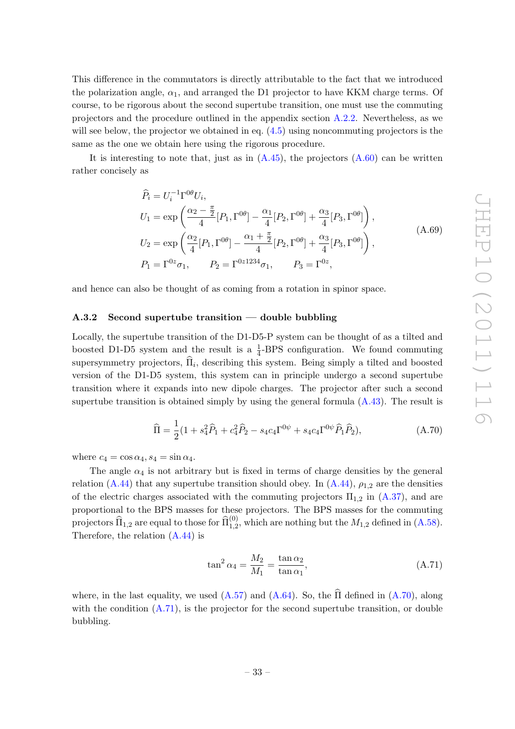This difference in the commutators is directly attributable to the fact that we introduced the polarization angle, $\alpha_1$, and arranged the D1 projector to have KKM charge terms. Of course, to be rigorous about the second supertube transition, one must use the commuting projectors and the procedure outlined in the appendix section A.2.2. Nevertheless, as we will see below, the projector we obtained in eq. (4.5) using noncommuting projectors is the same as the one we obtain here using the rigorous procedure.

It is interesting to note that, just as in (A.45), the projectors (A.60) can be written rather concisely as

$$
\begin{aligned}
&\widehat{P}_i = U_i^{-1}\Gamma^{0\theta}U_i,\\
&U_1 = \exp\left(\frac{\alpha_2-\frac{\pi}{2}}{4}[P_1,\Gamma^{0\theta}] - \frac{\alpha_1}{4}[P_2,\Gamma^{0\theta}] + \frac{\alpha_3}{4}[P_3,\Gamma^{0\theta}]\right),\\
&U_2 = \exp\left(\frac{\alpha_2}{4}[P_1,\Gamma^{0\theta}] - \frac{\alpha_1+\frac{\pi}{2}}{4}[P_2,\Gamma^{0\theta}] + \frac{\alpha_3}{4}[P_3,\Gamma^{0\theta}]\right),\\
&P_1 = \Gamma^{0z}\sigma_1, \qquad P_2 = \Gamma^{0z1234}\sigma_1, \qquad P_3 = \Gamma^{0z},
\end{aligned}
\tag{A.69}
$$

and hence can also be thought of as coming from a rotation in spinor space.

### A.3.2 Second supertube transition — double bubbling

Locally, the supertube transition of the D1-D5-P system can be thought of as a tilted and boosted D1-D5 system and the result is a $\frac{1}{4}$-BPS configuration. We found commuting supersymmetry projectors, $\widehat{\Pi}_i$, describing this system. Being simply a tilted and boosted version of the D1-D5 system, this system can in principle undergo a second supertube transition where it expands into new dipole charges. The projector after such a second supertube transition is obtained simply by using the general formula (A.43). The result is

$$
\widehat{\Pi} = \frac{1}{2}(1 + s_4^2\widehat{P}_1 + c_4^2\widehat{P}_2 - s_4c_4\Gamma^{0\psi} + s_4c_4\Gamma^{0\psi}\widehat{P}_1\widehat{P}_2),
\tag{A.70}
$$

where $c_4 = \cos\alpha_4, s_4 = \sin\alpha_4$.

The angle $\alpha_4$ is not arbitrary but is fixed in terms of charge densities by the general relation (A.44) that any supertube transition should obey. In (A.44), $\rho_{1,2}$ are the densities of the electric charges associated with the commuting projectors $\Pi_{1,2}$ in (A.37), and are proportional to the BPS masses for these projectors. The BPS masses for the commuting projectors $\widehat{\Pi}_{1,2}$ are equal to those for $\widehat{\Pi}^{(0)}_{1,2}$, which are nothing but the $M_{1,2}$ defined in (A.58). Therefore, the relation (A.44) is

$$
\tan^2\alpha_4 = \frac{M_2}{M_1} = \frac{\tan\alpha_2}{\tan\alpha_1},
\tag{A.71}
$$

where, in the last equality, we used (A.57) and (A.64). So, the $\widehat{\Pi}$ defined in (A.70), along with the condition (A.71), is the projector for the second supertube transition, or double bubbling.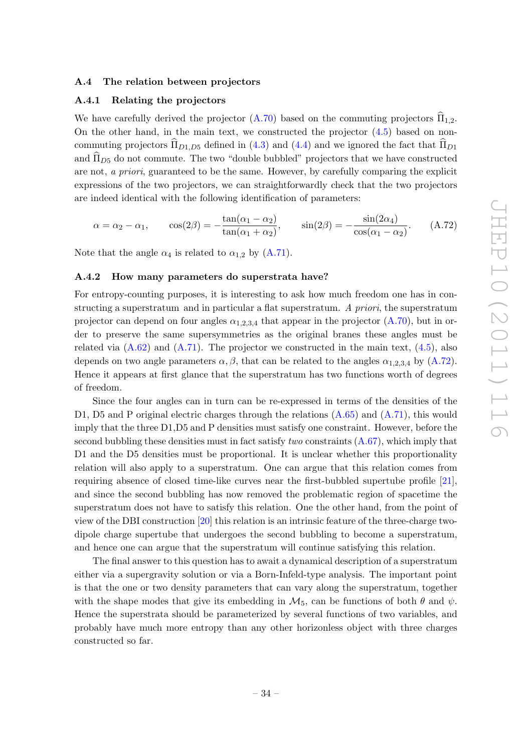### A.4 The relation between projectors

#### A.4.1 Relating the projectors

We have carefully derived the projector (A.70) based on the commuting projectors $\widehat{\Pi}_{1,2}$. On the other hand, in the main text, we constructed the projector (4.5) based on non-commuting projectors $\widehat{\Pi}_{D1,D5}$ defined in (4.3) and (4.4) and we ignored the fact that $\widehat{\Pi}_{D1}$ and $\widehat{\Pi}_{D5}$ do not commute. The two "double bubbled" projectors that we have constructed are not, *a priori*, guaranteed to be the same. However, by carefully comparing the explicit expressions of the two projectors, we can straightforwardly check that the two projectors are indeed identical with the following identification of parameters:

$$\alpha = \alpha_2 - \alpha_1, \qquad \cos(2\beta) = -\frac{\tan(\alpha_1 - \alpha_2)}{\tan(\alpha_1 + \alpha_2)}, \qquad \sin(2\beta) = -\frac{\sin(2\alpha_4)}{\cos(\alpha_1 - \alpha_2)}. \tag{A.72}$$

Note that the angle $\alpha_4$ is related to $\alpha_{1,2}$ by (A.71).

#### A.4.2 How many parameters do superstrata have?

For entropy-counting purposes, it is interesting to ask how much freedom one has in constructing a superstratum and in particular a flat superstratum. *A priori*, the superstratum projector can depend on four angles $\alpha_{1,2,3,4}$ that appear in the projector (A.70), but in order to preserve the same supersymmetries as the original branes these angles must be related via (A.62) and (A.71). The projector we constructed in the main text, (4.5), also depends on two angle parameters $\alpha, \beta$, that can be related to the angles $\alpha_{1,2,3,4}$ by (A.72). Hence it appears at first glance that the superstratum has two functions worth of degrees of freedom.

Since the four angles can in turn can be re-expressed in terms of the densities of the D1, D5 and P original electric charges through the relations (A.65) and (A.71), this would imply that the three D1,D5 and P densities must satisfy one constraint. However, before the second bubbling these densities must in fact satisfy *two* constraints (A.67), which imply that D1 and the D5 densities must be proportional. It is unclear whether this proportionality relation will also apply to a superstratum. One can argue that this relation comes from requiring absence of closed time-like curves near the first-bubbled supertube profile [21], and since the second bubbling has now removed the problematic region of spacetime the superstratum does not have to satisfy this relation. One the other hand, from the point of view of the DBI construction [20] this relation is an intrinsic feature of the three-charge two-dipole charge supertube that undergoes the second bubbling to become a superstratum, and hence one can argue that the superstratum will continue satisfying this relation.

The final answer to this question has to await a dynamical description of a superstratum either via a supergravity solution or via a Born-Infeld-type analysis. The important point is that the one or two density parameters that can vary along the superstratum, together with the shape modes that give its embedding in $\mathcal{M}_5$, can be functions of both $\theta$ and $\psi$. Hence the superstrata should be parameterized by several functions of two variables, and probably have much more entropy than any other horizonless object with three charges constructed so far.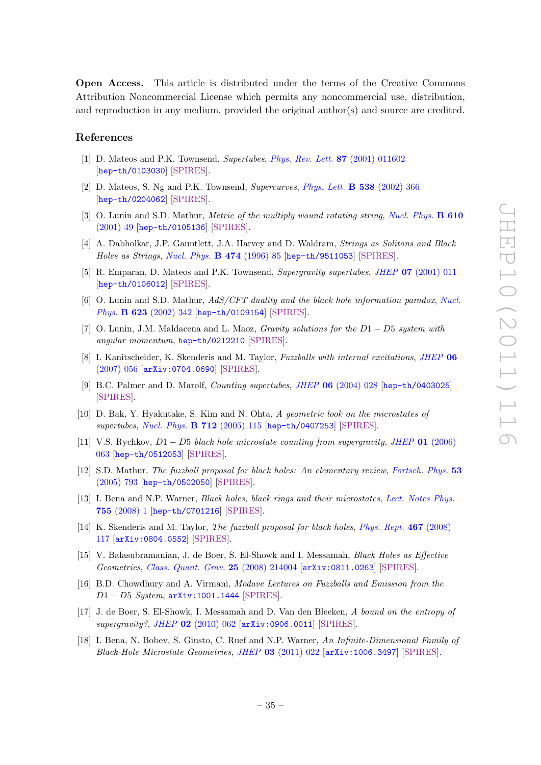**Open Access.** This article is distributed under the terms of the Creative Commons Attribution Noncommercial License which permits any noncommercial use, distribution, and reproduction in any medium, provided the original author(s) and source are credited.

## References

[1] D. Mateos and P.K. Townsend, *Supertubes*, *Phys. Rev. Lett.* **87** (2001) 011602 [hep-th/0103030] [SPIRES].

[2] D. Mateos, S. Ng and P.K. Townsend, *Supercurves*, *Phys. Lett.* **B 538** (2002) 366 [hep-th/0204062] [SPIRES].

[3] O. Lunin and S.D. Mathur, *Metric of the multiply wound rotating string*, *Nucl. Phys.* **B 610** (2001) 49 [hep-th/0105136] [SPIRES].

[4] A. Dabholkar, J.P. Gauntlett, J.A. Harvey and D. Waldram, *Strings as Solitons and Black Holes as Strings*, *Nucl. Phys.* **B 474** (1996) 85 [hep-th/9511053] [SPIRES].

[5] R. Emparan, D. Mateos and P.K. Townsend, *Supergravity supertubes*, *JHEP* **07** (2001) 011 [hep-th/0106012] [SPIRES].

[6] O. Lunin and S.D. Mathur, *AdS/CFT duality and the black hole information paradox*, *Nucl. Phys.* **B 623** (2002) 342 [hep-th/0109154] [SPIRES].

[7] O. Lunin, J.M. Maldacena and L. Maoz, *Gravity solutions for the $D1-D5$ system with angular momentum*, hep-th/0212210 [SPIRES].

[8] I. Kanitscheider, K. Skenderis and M. Taylor, *Fuzzballs with internal excitations*, *JHEP* **06** (2007) 056 [arXiv:0704.0690] [SPIRES].

[9] B.C. Palmer and D. Marolf, *Counting supertubes*, *JHEP* **06** (2004) 028 [hep-th/0403025] [SPIRES].

[10] D. Bak, Y. Hyakutake, S. Kim and N. Ohta, *A geometric look on the microstates of supertubes*, *Nucl. Phys.* **B 712** (2005) 115 [hep-th/0407253] [SPIRES].

[11] V.S. Rychkov, *$D1-D5$ black hole microstate counting from supergravity*, *JHEP* **01** (2006) 063 [hep-th/0512053] [SPIRES].

[12] S.D. Mathur, *The fuzzball proposal for black holes: An elementary review*, *Fortsch. Phys.* **53** (2005) 793 [hep-th/0502050] [SPIRES].

[13] I. Bena and N.P. Warner, *Black holes, black rings and their microstates*, *Lect. Notes Phys.* **755** (2008) 1 [hep-th/0701216] [SPIRES].

[14] K. Skenderis and M. Taylor, *The fuzzball proposal for black holes*, *Phys. Rept.* **467** (2008) 117 [arXiv:0804.0552] [SPIRES].

[15] V. Balasubramanian, J. de Boer, S. El-Showk and I. Messamah, *Black Holes as Effective Geometries*, *Class. Quant. Grav.* **25** (2008) 214004 [arXiv:0811.0263] [SPIRES].

[16] B.D. Chowdhury and A. Virmani, *Modave Lectures on Fuzzballs and Emission from the $D1-D5$ System*, arXiv:1001.1444 [SPIRES].

[17] J. de Boer, S. El-Showk, I. Messamah and D. Van den Bleeken, *A bound on the entropy of supergravity?*, *JHEP* **02** (2010) 062 [arXiv:0906.0011] [SPIRES].

[18] I. Bena, N. Bobev, S. Giusto, C. Ruef and N.P. Warner, *An Infinite-Dimensional Family of Black-Hole Microstate Geometries*, *JHEP* **03** (2011) 022 [arXiv:1006.3497] [SPIRES].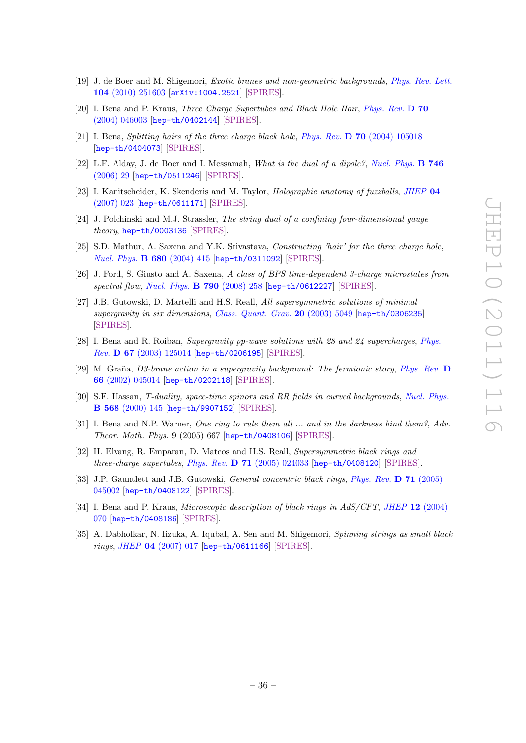[19] J. de Boer and M. Shigemori, *Exotic branes and non-geometric backgrounds*, Phys. Rev. Lett. **104** (2010) 251603 [arXiv:1004.2521] [SPIRES].

[20] I. Bena and P. Kraus, *Three Charge Supertubes and Black Hole Hair*, Phys. Rev. **D 70** (2004) 046003 [hep-th/0402144] [SPIRES].

[21] I. Bena, *Splitting hairs of the three charge black hole*, Phys. Rev. **D 70** (2004) 105018 [hep-th/0404073] [SPIRES].

[22] L.F. Alday, J. de Boer and I. Messamah, *What is the dual of a dipole?*, Nucl. Phys. **B 746** (2006) 29 [hep-th/0511246] [SPIRES].

[23] I. Kanitscheider, K. Skenderis and M. Taylor, *Holographic anatomy of fuzzballs*, JHEP **04** (2007) 023 [hep-th/0611171] [SPIRES].

[24] J. Polchinski and M.J. Strassler, *The string dual of a confining four-dimensional gauge theory*, hep-th/0003136 [SPIRES].

[25] S.D. Mathur, A. Saxena and Y.K. Srivastava, *Constructing 'hair' for the three charge hole*, Nucl. Phys. **B 680** (2004) 415 [hep-th/0311092] [SPIRES].

[26] J. Ford, S. Giusto and A. Saxena, *A class of BPS time-dependent 3-charge microstates from spectral flow*, Nucl. Phys. **B 790** (2008) 258 [hep-th/0612227] [SPIRES].

[27] J.B. Gutowski, D. Martelli and H.S. Reall, *All supersymmetric solutions of minimal supergravity in six dimensions*, Class. Quant. Grav. **20** (2003) 5049 [hep-th/0306235] [SPIRES].

[28] I. Bena and R. Roiban, *Supergravity pp-wave solutions with 28 and 24 supercharges*, Phys. Rev. **D 67** (2003) 125014 [hep-th/0206195] [SPIRES].

[29] M. Graña, *D3-brane action in a supergravity background: The fermionic story*, Phys. Rev. **D 66** (2002) 045014 [hep-th/0202118] [SPIRES].

[30] S.F. Hassan, *T-duality, space-time spinors and RR fields in curved backgrounds*, Nucl. Phys. **B 568** (2000) 145 [hep-th/9907152] [SPIRES].

[31] I. Bena and N.P. Warner, *One ring to rule them all ... and in the darkness bind them?*, Adv. Theor. Math. Phys. **9** (2005) 667 [hep-th/0408106] [SPIRES].

[32] H. Elvang, R. Emparan, D. Mateos and H.S. Reall, *Supersymmetric black rings and three-charge supertubes*, Phys. Rev. **D 71** (2005) 024033 [hep-th/0408120] [SPIRES].

[33] J.P. Gauntlett and J.B. Gutowski, *General concentric black rings*, Phys. Rev. **D 71** (2005) 045002 [hep-th/0408122] [SPIRES].

[34] I. Bena and P. Kraus, *Microscopic description of black rings in AdS/CFT*, JHEP **12** (2004) 070 [hep-th/0408186] [SPIRES].

[35] A. Dabholkar, N. Iizuka, A. Iqubal, A. Sen and M. Shigemori, *Spinning strings as small black rings*, JHEP **04** (2007) 017 [hep-th/0611166] [SPIRES].